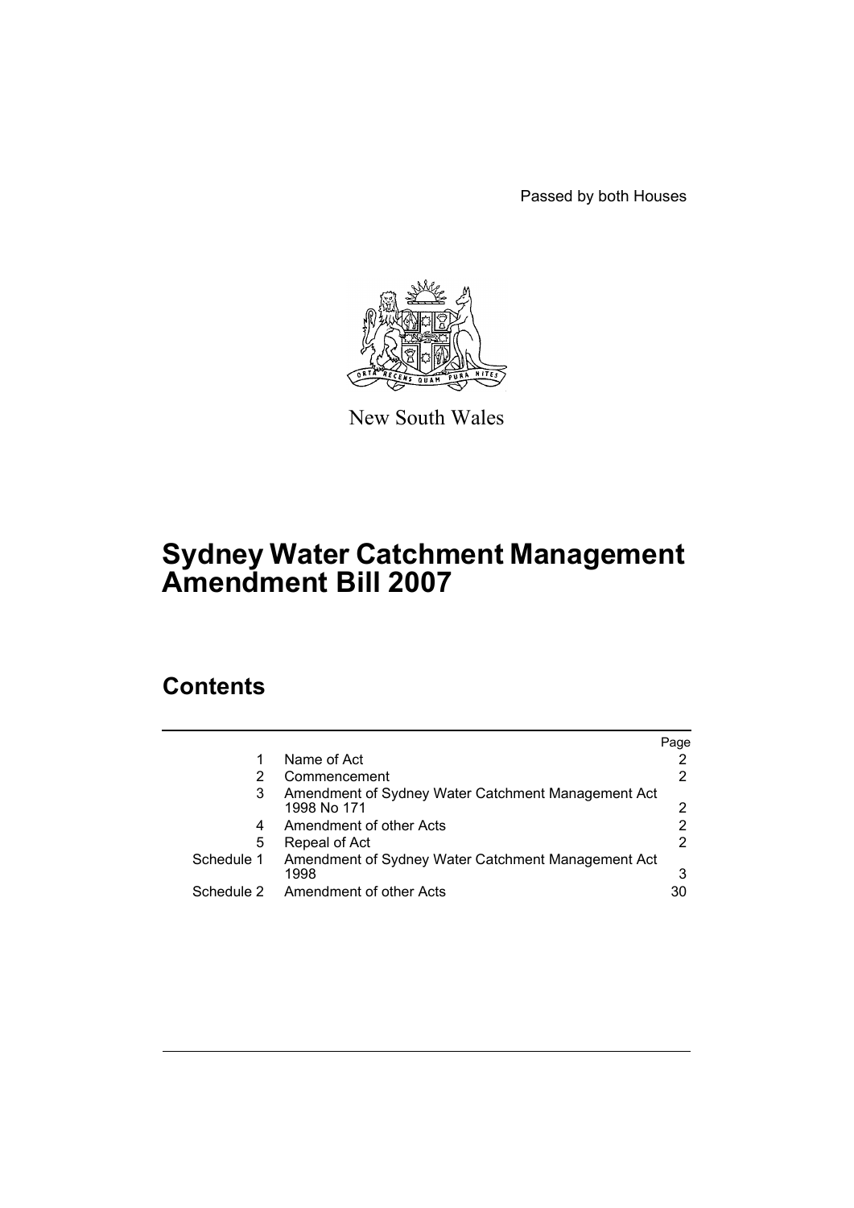Passed by both Houses

New South Wales

# Sydney Water Catchment Management Amendment Bill 2007

## Contents

| | | Page |
|---|---|---|
| 1 | Name of Act | 2 |
| 2 | Commencement | 2 |
| 3 | Amendment of Sydney Water Catchment Management Act 1998 No 171 | 2 |
| 4 | Amendment of other Acts | 2 |
| 5 | Repeal of Act | 2 |
| Schedule 1 | Amendment of Sydney Water Catchment Management Act 1998 | 3 |
| Schedule 2 | Amendment of other Acts | 30 |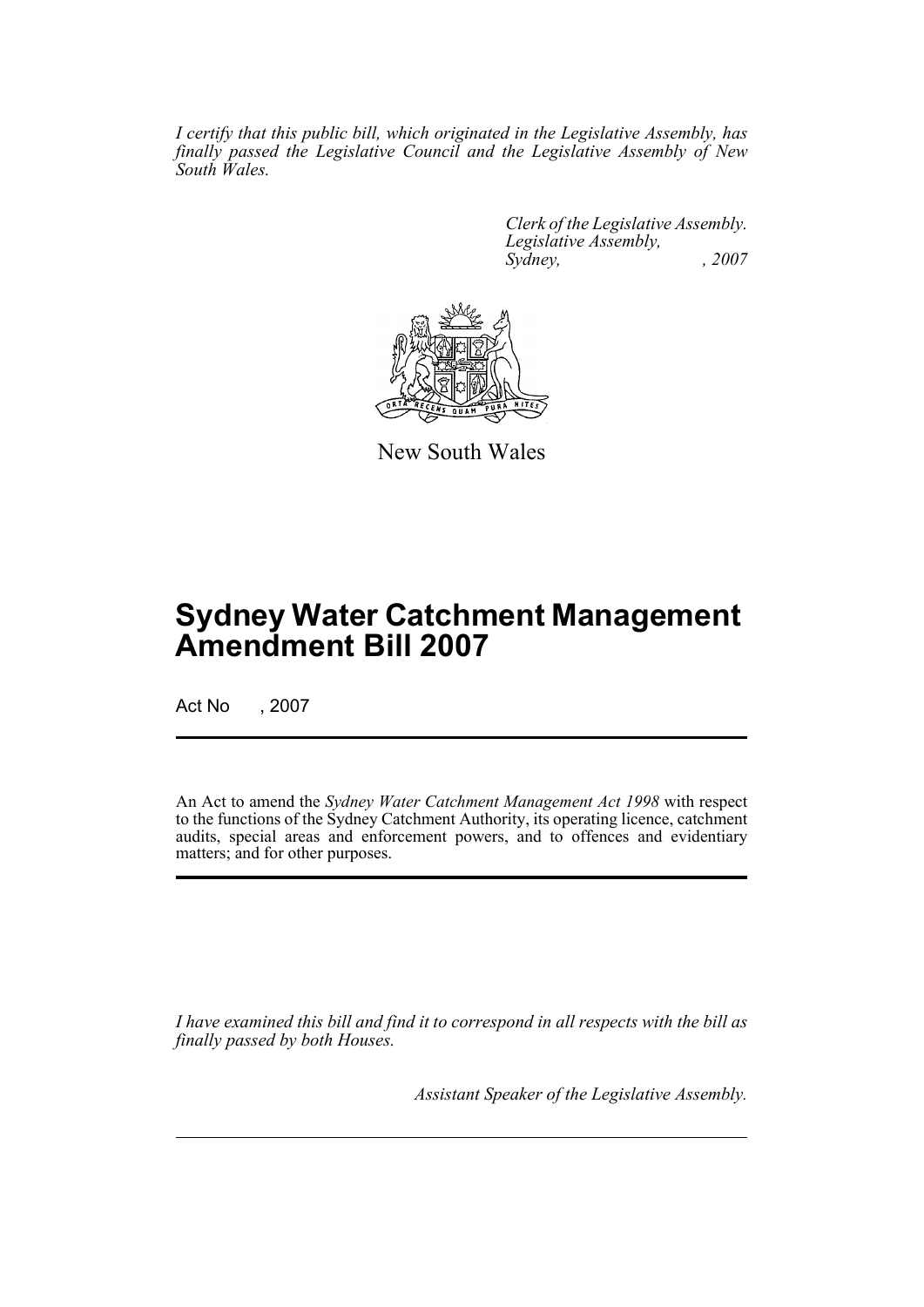*I certify that this public bill, which originated in the Legislative Assembly, has finally passed the Legislative Council and the Legislative Assembly of New South Wales.*

*Clerk of the Legislative Assembly.*
*Legislative Assembly,*
*Sydney, , 2007*

New South Wales

# Sydney Water Catchment Management Amendment Bill 2007

Act No , 2007

An Act to amend the *Sydney Water Catchment Management Act 1998* with respect to the functions of the Sydney Catchment Authority, its operating licence, catchment audits, special areas and enforcement powers, and to offences and evidentiary matters; and for other purposes.

*I have examined this bill and find it to correspond in all respects with the bill as finally passed by both Houses.*

*Assistant Speaker of the Legislative Assembly.*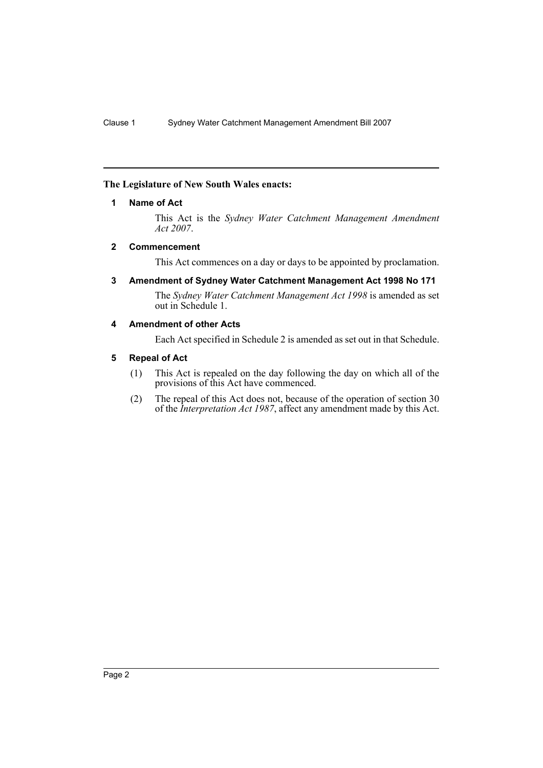**The Legislature of New South Wales enacts:**

### 1 Name of Act

This Act is the *Sydney Water Catchment Management Amendment Act 2007*.

### 2 Commencement

This Act commences on a day or days to be appointed by proclamation.

### 3 Amendment of Sydney Water Catchment Management Act 1998 No 171

The *Sydney Water Catchment Management Act 1998* is amended as set out in Schedule 1.

### 4 Amendment of other Acts

Each Act specified in Schedule 2 is amended as set out in that Schedule.

### 5 Repeal of Act

(1) This Act is repealed on the day following the day on which all of the provisions of this Act have commenced.

(2) The repeal of this Act does not, because of the operation of section 30 of the *Interpretation Act 1987*, affect any amendment made by this Act.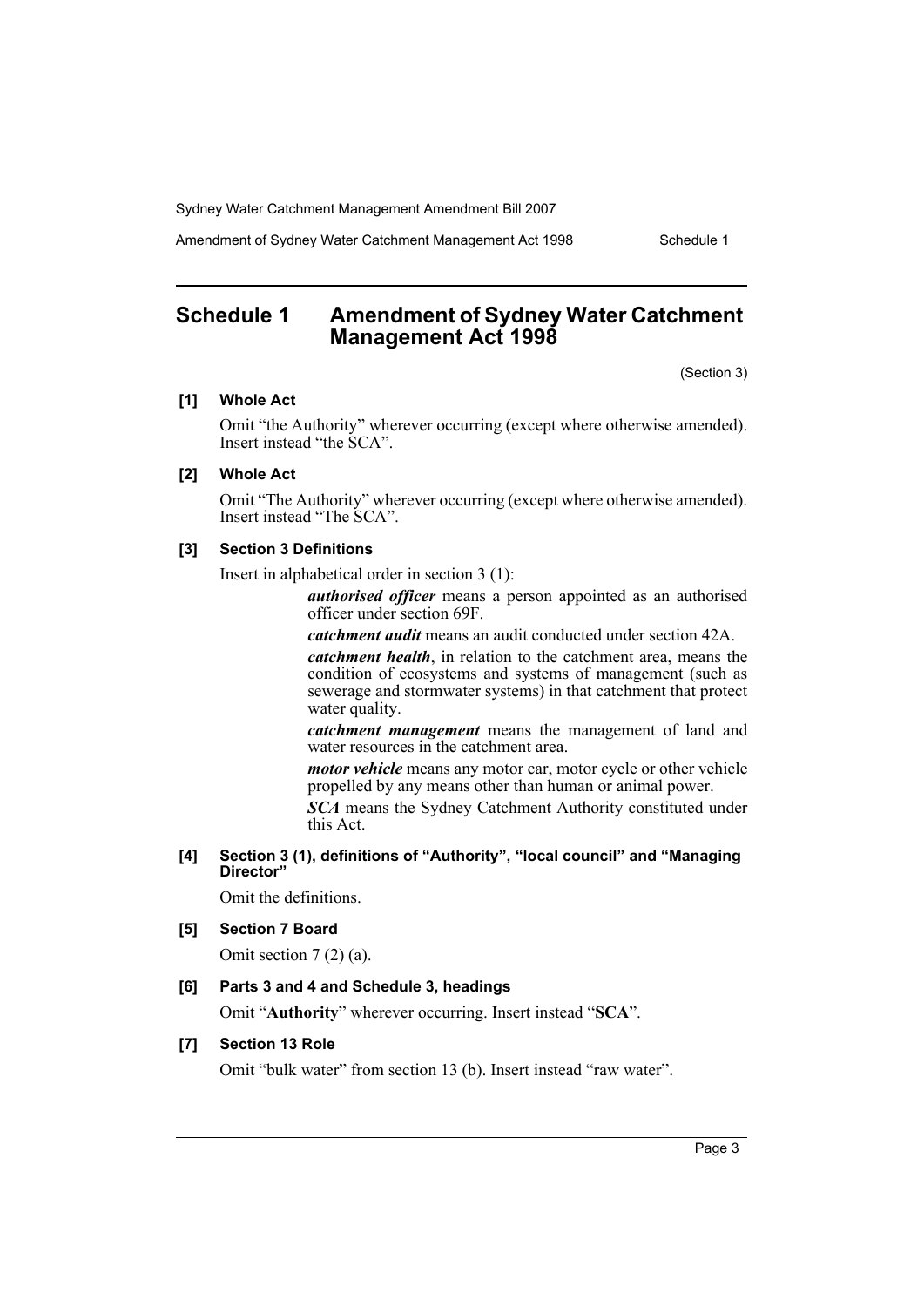## Schedule 1 Amendment of Sydney Water Catchment Management Act 1998

(Section 3)

**[1] Whole Act**

Omit "the Authority" wherever occurring (except where otherwise amended). Insert instead "the SCA".

**[2] Whole Act**

Omit "The Authority" wherever occurring (except where otherwise amended). Insert instead "The SCA".

**[3] Section 3 Definitions**

Insert in alphabetical order in section 3 (1):

> ***authorised officer*** means a person appointed as an authorised officer under section 69F.
>
> ***catchment audit*** means an audit conducted under section 42A.
>
> ***catchment health***, in relation to the catchment area, means the condition of ecosystems and systems of management (such as sewerage and stormwater systems) in that catchment that protect water quality.
>
> ***catchment management*** means the management of land and water resources in the catchment area.
>
> ***motor vehicle*** means any motor car, motor cycle or other vehicle propelled by any means other than human or animal power.
>
> ***SCA*** means the Sydney Catchment Authority constituted under this Act.

**[4] Section 3 (1), definitions of "Authority", "local council" and "Managing Director"**

Omit the definitions.

**[5] Section 7 Board**

Omit section 7 (2) (a).

**[6] Parts 3 and 4 and Schedule 3, headings**

Omit "**Authority**" wherever occurring. Insert instead "**SCA**".

**[7] Section 13 Role**

Omit "bulk water" from section 13 (b). Insert instead "raw water".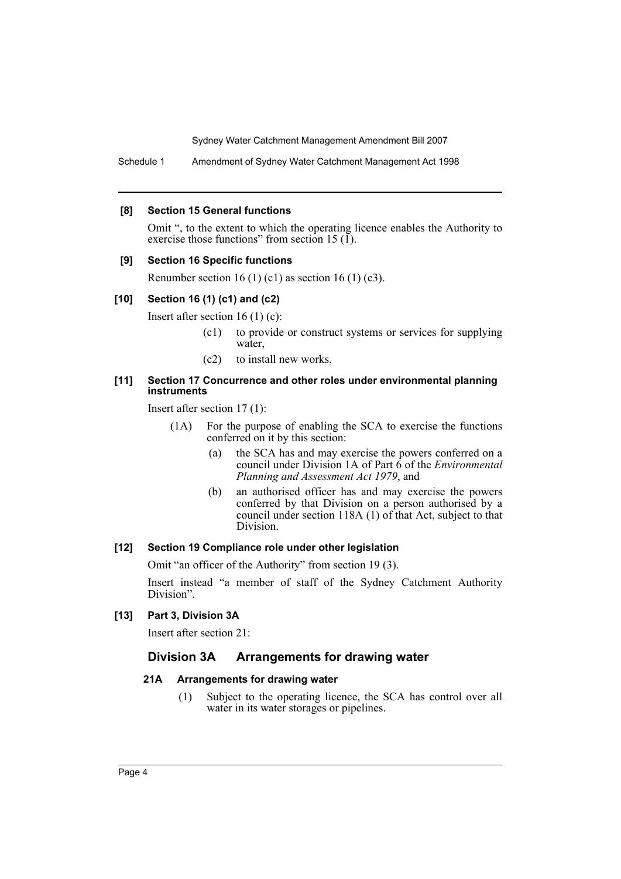**[8] Section 15 General functions**

Omit ", to the extent to which the operating licence enables the Authority to exercise those functions" from section 15 (1).

**[9] Section 16 Specific functions**

Renumber section 16 (1) (c1) as section 16 (1) (c3).

**[10] Section 16 (1) (c1) and (c2)**

Insert after section 16 (1) (c):

> (c1) to provide or construct systems or services for supplying water,
>
> (c2) to install new works,

**[11] Section 17 Concurrence and other roles under environmental planning instruments**

Insert after section 17 (1):

> (1A) For the purpose of enabling the SCA to exercise the functions conferred on it by this section:
>
> (a) the SCA has and may exercise the powers conferred on a council under Division 1A of Part 6 of the *Environmental Planning and Assessment Act 1979*, and
>
> (b) an authorised officer has and may exercise the powers conferred by that Division on a person authorised by a council under section 118A (1) of that Act, subject to that Division.

**[12] Section 19 Compliance role under other legislation**

Omit "an officer of the Authority" from section 19 (3).

Insert instead "a member of staff of the Sydney Catchment Authority Division".

**[13] Part 3, Division 3A**

Insert after section 21:

## Division 3A Arrangements for drawing water

### 21A Arrangements for drawing water

> (1) Subject to the operating licence, the SCA has control over all water in its water storages or pipelines.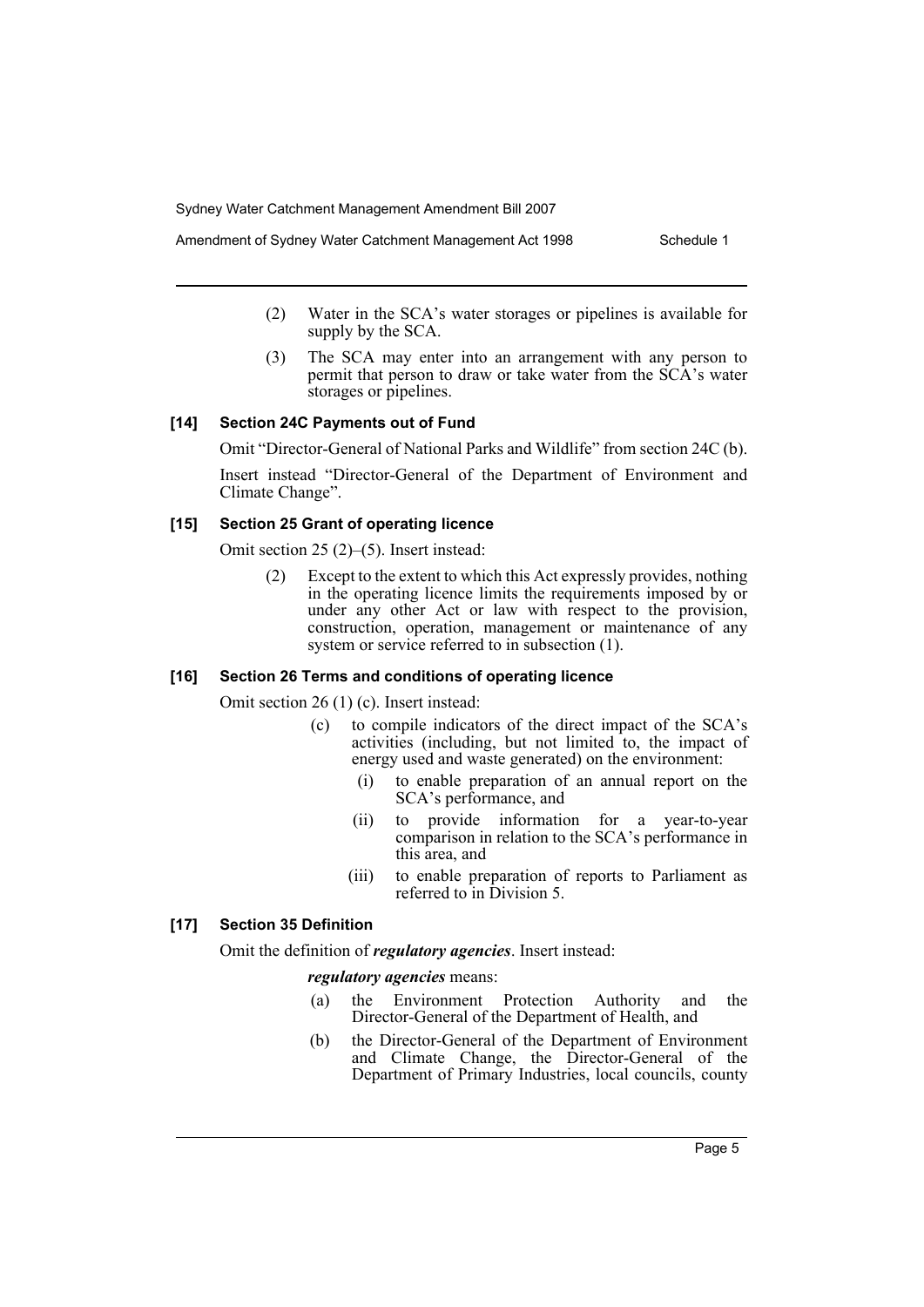(2) Water in the SCA's water storages or pipelines is available for supply by the SCA.

(3) The SCA may enter into an arrangement with any person to permit that person to draw or take water from the SCA's water storages or pipelines.

#### [14] Section 24C Payments out of Fund

Omit "Director-General of National Parks and Wildlife" from section 24C (b).

Insert instead "Director-General of the Department of Environment and Climate Change".

#### [15] Section 25 Grant of operating licence

Omit section 25 (2)–(5). Insert instead:

(2) Except to the extent to which this Act expressly provides, nothing in the operating licence limits the requirements imposed by or under any other Act or law with respect to the provision, construction, operation, management or maintenance of any system or service referred to in subsection (1).

#### [16] Section 26 Terms and conditions of operating licence

Omit section 26 (1) (c). Insert instead:

(c) to compile indicators of the direct impact of the SCA's activities (including, but not limited to, the impact of energy used and waste generated) on the environment:

(i) to enable preparation of an annual report on the SCA's performance, and

(ii) to provide information for a year-to-year comparison in relation to the SCA's performance in this area, and

(iii) to enable preparation of reports to Parliament as referred to in Division 5.

#### [17] Section 35 Definition

Omit the definition of ***regulatory agencies***. Insert instead:

***regulatory agencies*** means:

(a) the Environment Protection Authority and the Director-General of the Department of Health, and

(b) the Director-General of the Department of Environment and Climate Change, the Director-General of the Department of Primary Industries, local councils, county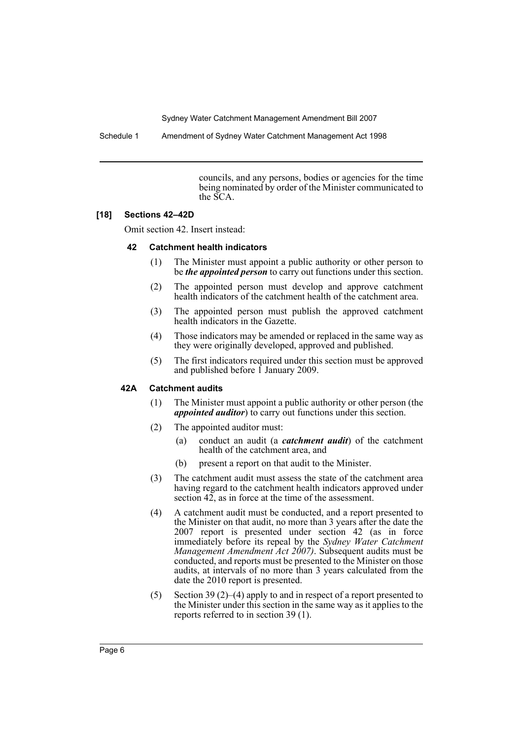councils, and any persons, bodies or agencies for the time being nominated by order of the Minister communicated to the SCA.

**[18] Sections 42–42D**

Omit section 42. Insert instead:

**42 Catchment health indicators**

(1) The Minister must appoint a public authority or other person to be ***the appointed person*** to carry out functions under this section.

(2) The appointed person must develop and approve catchment health indicators of the catchment health of the catchment area.

(3) The appointed person must publish the approved catchment health indicators in the Gazette.

(4) Those indicators may be amended or replaced in the same way as they were originally developed, approved and published.

(5) The first indicators required under this section must be approved and published before 1 January 2009.

**42A Catchment audits**

(1) The Minister must appoint a public authority or other person (the ***appointed auditor***) to carry out functions under this section.

(2) The appointed auditor must:

(a) conduct an audit (a ***catchment audit***) of the catchment health of the catchment area, and

(b) present a report on that audit to the Minister.

(3) The catchment audit must assess the state of the catchment area having regard to the catchment health indicators approved under section 42, as in force at the time of the assessment.

(4) A catchment audit must be conducted, and a report presented to the Minister on that audit, no more than 3 years after the date the 2007 report is presented under section 42 (as in force immediately before its repeal by the *Sydney Water Catchment Management Amendment Act 2007)*. Subsequent audits must be conducted, and reports must be presented to the Minister on those audits, at intervals of no more than 3 years calculated from the date the 2010 report is presented.

(5) Section 39 (2)–(4) apply to and in respect of a report presented to the Minister under this section in the same way as it applies to the reports referred to in section 39 (1).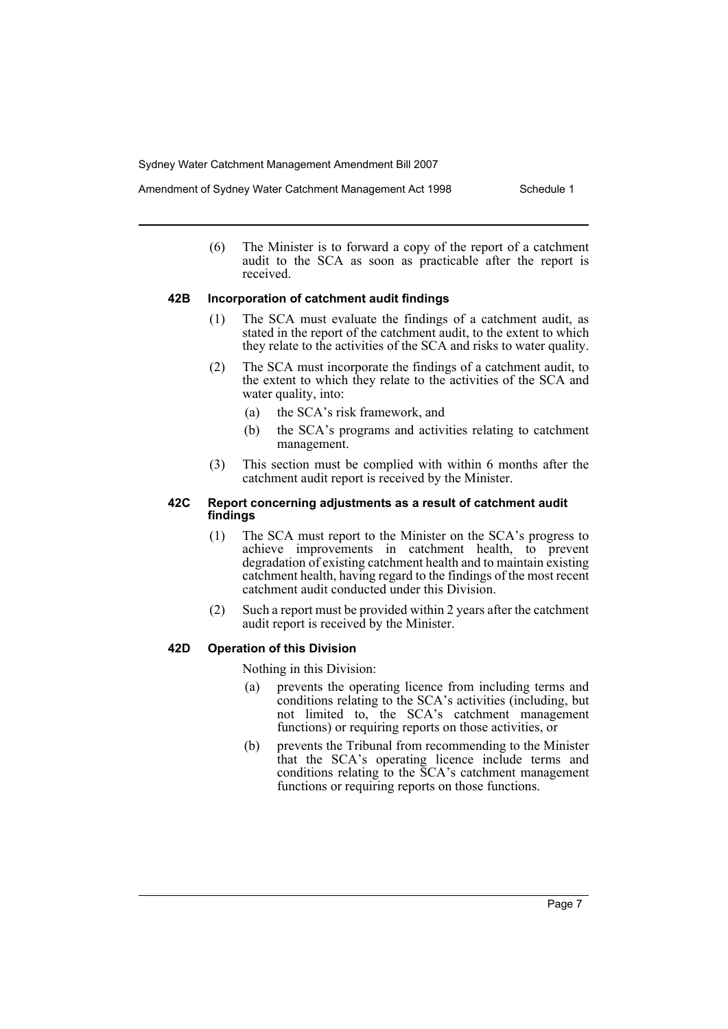(6) The Minister is to forward a copy of the report of a catchment audit to the SCA as soon as practicable after the report is received.

#### 42B Incorporation of catchment audit findings

(1) The SCA must evaluate the findings of a catchment audit, as stated in the report of the catchment audit, to the extent to which they relate to the activities of the SCA and risks to water quality.

(2) The SCA must incorporate the findings of a catchment audit, to the extent to which they relate to the activities of the SCA and water quality, into:

- (a) the SCA's risk framework, and
- (b) the SCA's programs and activities relating to catchment management.

(3) This section must be complied with within 6 months after the catchment audit report is received by the Minister.

#### 42C Report concerning adjustments as a result of catchment audit findings

(1) The SCA must report to the Minister on the SCA's progress to achieve improvements in catchment health, to prevent degradation of existing catchment health and to maintain existing catchment health, having regard to the findings of the most recent catchment audit conducted under this Division.

(2) Such a report must be provided within 2 years after the catchment audit report is received by the Minister.

#### 42D Operation of this Division

Nothing in this Division:

- (a) prevents the operating licence from including terms and conditions relating to the SCA's activities (including, but not limited to, the SCA's catchment management functions) or requiring reports on those activities, or
- (b) prevents the Tribunal from recommending to the Minister that the SCA's operating licence include terms and conditions relating to the SCA's catchment management functions or requiring reports on those functions.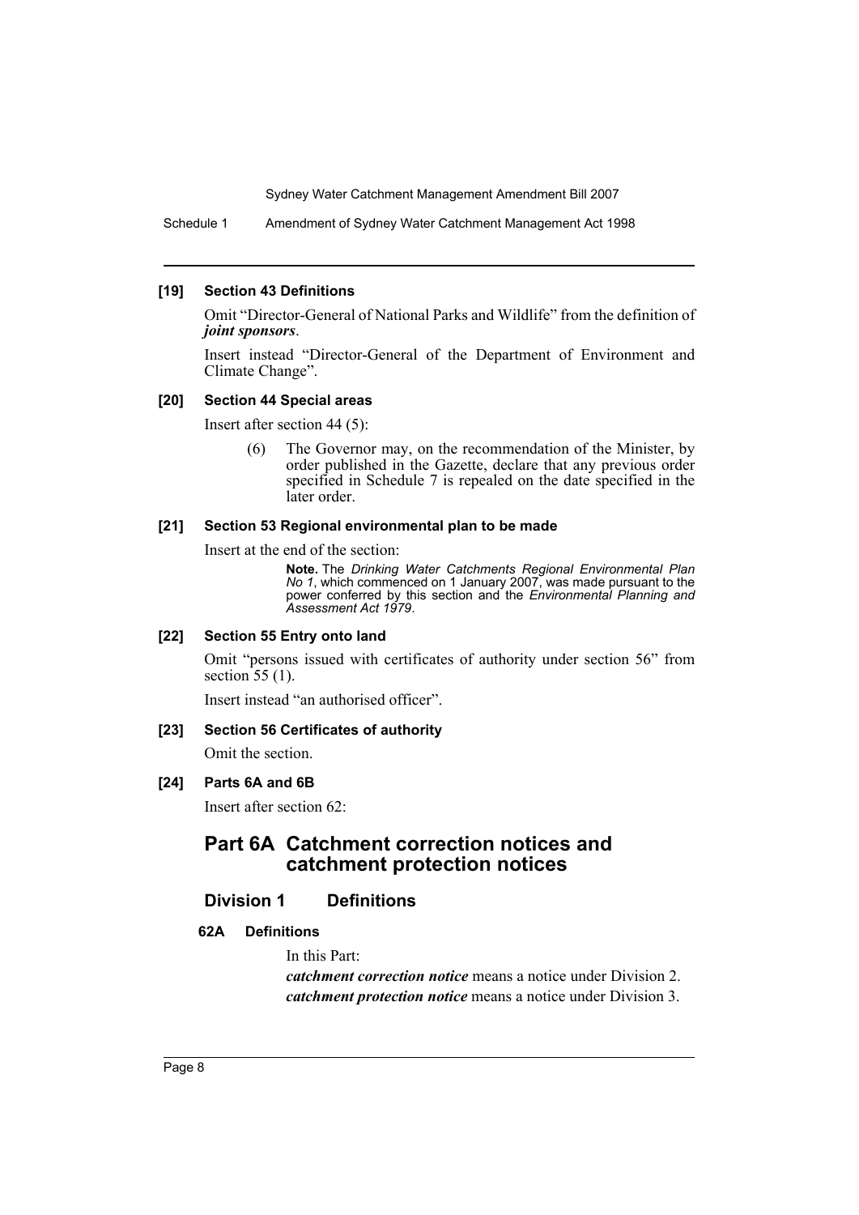**[19] Section 43 Definitions**

Omit "Director-General of National Parks and Wildlife" from the definition of ***joint sponsors***.

Insert instead "Director-General of the Department of Environment and Climate Change".

**[20] Section 44 Special areas**

Insert after section 44 (5):

> (6) The Governor may, on the recommendation of the Minister, by order published in the Gazette, declare that any previous order specified in Schedule 7 is repealed on the date specified in the later order.

**[21] Section 53 Regional environmental plan to be made**

Insert at the end of the section:

> **Note.** The *Drinking Water Catchments Regional Environmental Plan No 1*, which commenced on 1 January 2007, was made pursuant to the power conferred by this section and the *Environmental Planning and Assessment Act 1979*.

**[22] Section 55 Entry onto land**

Omit "persons issued with certificates of authority under section 56" from section 55 (1).

Insert instead "an authorised officer".

**[23] Section 56 Certificates of authority**

Omit the section.

**[24] Parts 6A and 6B**

Insert after section 62:

## Part 6A Catchment correction notices and catchment protection notices

### Division 1 Definitions

#### 62A Definitions

In this Part:

***catchment correction notice*** means a notice under Division 2.

***catchment protection notice*** means a notice under Division 3.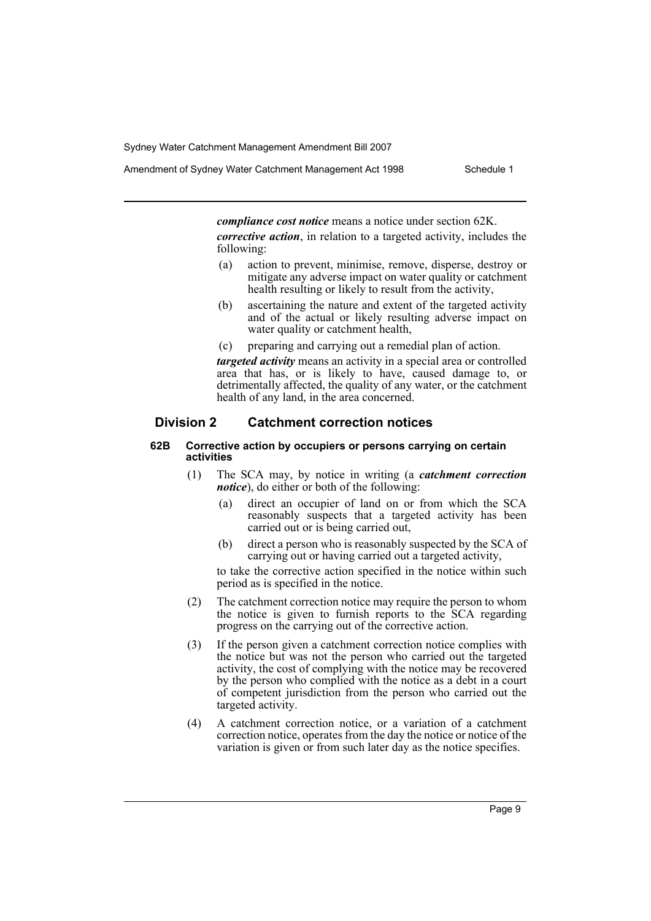***compliance cost notice*** means a notice under section 62K.

***corrective action***, in relation to a targeted activity, includes the following:

- (a) action to prevent, minimise, remove, disperse, destroy or mitigate any adverse impact on water quality or catchment health resulting or likely to result from the activity,
- (b) ascertaining the nature and extent of the targeted activity and of the actual or likely resulting adverse impact on water quality or catchment health,
- (c) preparing and carrying out a remedial plan of action.

***targeted activity*** means an activity in a special area or controlled area that has, or is likely to have, caused damage to, or detrimentally affected, the quality of any water, or the catchment health of any land, in the area concerned.

## Division 2 Catchment correction notices

### 62B Corrective action by occupiers or persons carrying on certain activities

(1) The SCA may, by notice in writing (a ***catchment correction notice***), do either or both of the following:

- (a) direct an occupier of land on or from which the SCA reasonably suspects that a targeted activity has been carried out or is being carried out,
- (b) direct a person who is reasonably suspected by the SCA of carrying out or having carried out a targeted activity,

to take the corrective action specified in the notice within such period as is specified in the notice.

(2) The catchment correction notice may require the person to whom the notice is given to furnish reports to the SCA regarding progress on the carrying out of the corrective action.

(3) If the person given a catchment correction notice complies with the notice but was not the person who carried out the targeted activity, the cost of complying with the notice may be recovered by the person who complied with the notice as a debt in a court of competent jurisdiction from the person who carried out the targeted activity.

(4) A catchment correction notice, or a variation of a catchment correction notice, operates from the day the notice or notice of the variation is given or from such later day as the notice specifies.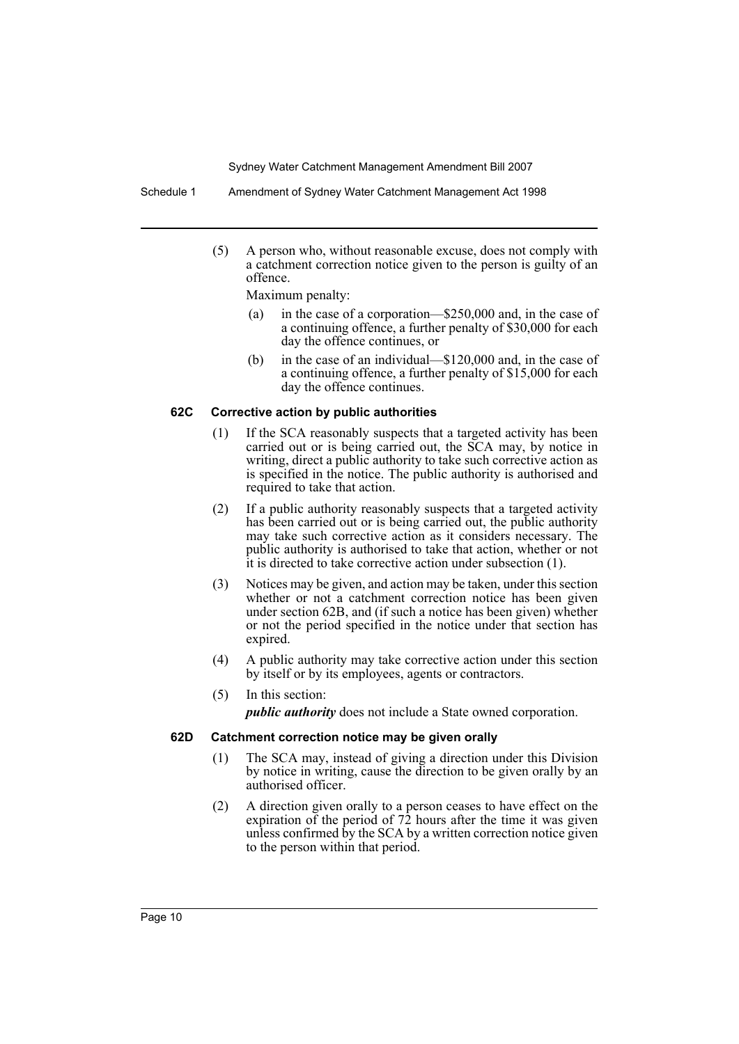(5) A person who, without reasonable excuse, does not comply with a catchment correction notice given to the person is guilty of an offence.

Maximum penalty:

(a) in the case of a corporation—$250,000 and, in the case of a continuing offence, a further penalty of $30,000 for each day the offence continues, or

(b) in the case of an individual—$120,000 and, in the case of a continuing offence, a further penalty of $15,000 for each day the offence continues.

### 62C Corrective action by public authorities

(1) If the SCA reasonably suspects that a targeted activity has been carried out or is being carried out, the SCA may, by notice in writing, direct a public authority to take such corrective action as is specified in the notice. The public authority is authorised and required to take that action.

(2) If a public authority reasonably suspects that a targeted activity has been carried out or is being carried out, the public authority may take such corrective action as it considers necessary. The public authority is authorised to take that action, whether or not it is directed to take corrective action under subsection (1).

(3) Notices may be given, and action may be taken, under this section whether or not a catchment correction notice has been given under section 62B, and (if such a notice has been given) whether or not the period specified in the notice under that section has expired.

(4) A public authority may take corrective action under this section by itself or by its employees, agents or contractors.

(5) In this section:

***public authority*** does not include a State owned corporation.

### 62D Catchment correction notice may be given orally

(1) The SCA may, instead of giving a direction under this Division by notice in writing, cause the direction to be given orally by an authorised officer.

(2) A direction given orally to a person ceases to have effect on the expiration of the period of 72 hours after the time it was given unless confirmed by the SCA by a written correction notice given to the person within that period.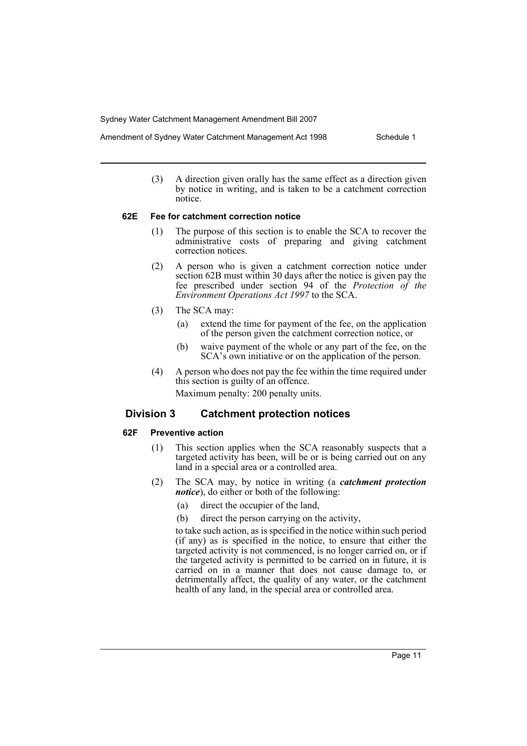(3) A direction given orally has the same effect as a direction given by notice in writing, and is taken to be a catchment correction notice.

#### 62E Fee for catchment correction notice

(1) The purpose of this section is to enable the SCA to recover the administrative costs of preparing and giving catchment correction notices.

(2) A person who is given a catchment correction notice under section 62B must within 30 days after the notice is given pay the fee prescribed under section 94 of the *Protection of the Environment Operations Act 1997* to the SCA.

(3) The SCA may:

- (a) extend the time for payment of the fee, on the application of the person given the catchment correction notice, or
- (b) waive payment of the whole or any part of the fee, on the SCA's own initiative or on the application of the person.

(4) A person who does not pay the fee within the time required under this section is guilty of an offence.

Maximum penalty: 200 penalty units.

### Division 3 Catchment protection notices

#### 62F Preventive action

(1) This section applies when the SCA reasonably suspects that a targeted activity has been, will be or is being carried out on any land in a special area or a controlled area.

(2) The SCA may, by notice in writing (a ***catchment protection notice***), do either or both of the following:

- (a) direct the occupier of the land,
- (b) direct the person carrying on the activity,

to take such action, as is specified in the notice within such period (if any) as is specified in the notice, to ensure that either the targeted activity is not commenced, is no longer carried on, or if the targeted activity is permitted to be carried on in future, it is carried on in a manner that does not cause damage to, or detrimentally affect, the quality of any water, or the catchment health of any land, in the special area or controlled area.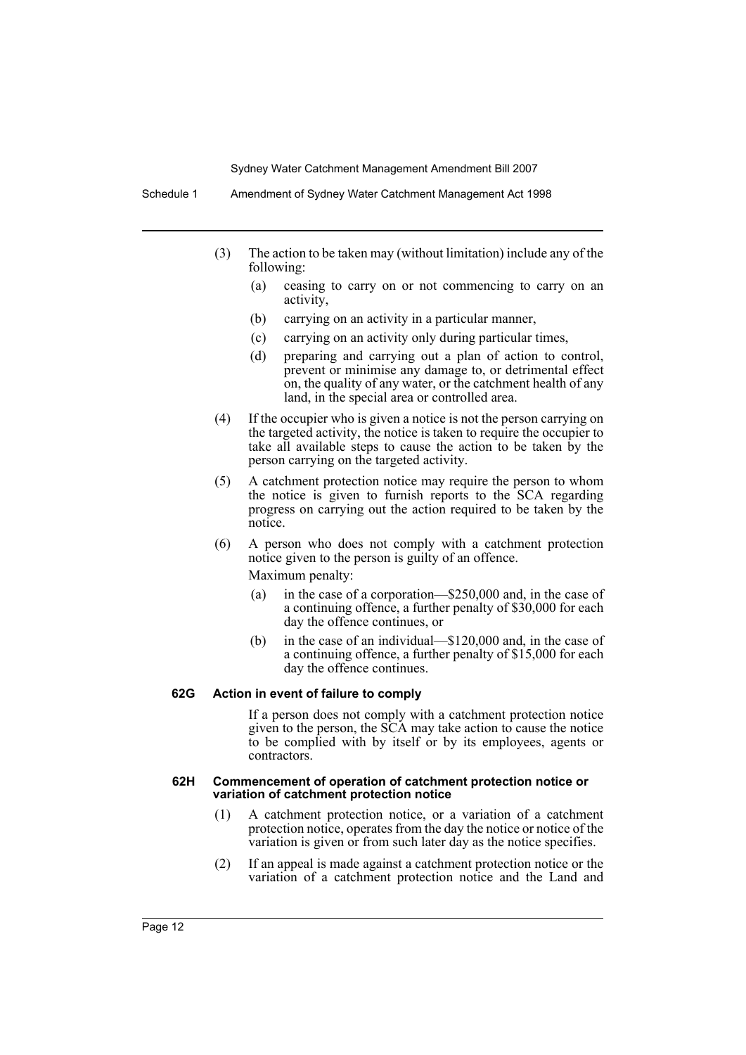(3) The action to be taken may (without limitation) include any of the following:

  (a) ceasing to carry on or not commencing to carry on an activity,

  (b) carrying on an activity in a particular manner,

  (c) carrying on an activity only during particular times,

  (d) preparing and carrying out a plan of action to control, prevent or minimise any damage to, or detrimental effect on, the quality of any water, or the catchment health of any land, in the special area or controlled area.

(4) If the occupier who is given a notice is not the person carrying on the targeted activity, the notice is taken to require the occupier to take all available steps to cause the action to be taken by the person carrying on the targeted activity.

(5) A catchment protection notice may require the person to whom the notice is given to furnish reports to the SCA regarding progress on carrying out the action required to be taken by the notice.

(6) A person who does not comply with a catchment protection notice given to the person is guilty of an offence.

Maximum penalty:

  (a) in the case of a corporation—$250,000 and, in the case of a continuing offence, a further penalty of $30,000 for each day the offence continues, or

  (b) in the case of an individual—$120,000 and, in the case of a continuing offence, a further penalty of $15,000 for each day the offence continues.

**62G Action in event of failure to comply**

If a person does not comply with a catchment protection notice given to the person, the SCA may take action to cause the notice to be complied with by itself or by its employees, agents or contractors.

**62H Commencement of operation of catchment protection notice or variation of catchment protection notice**

(1) A catchment protection notice, or a variation of a catchment protection notice, operates from the day the notice or notice of the variation is given or from such later day as the notice specifies.

(2) If an appeal is made against a catchment protection notice or the variation of a catchment protection notice and the Land and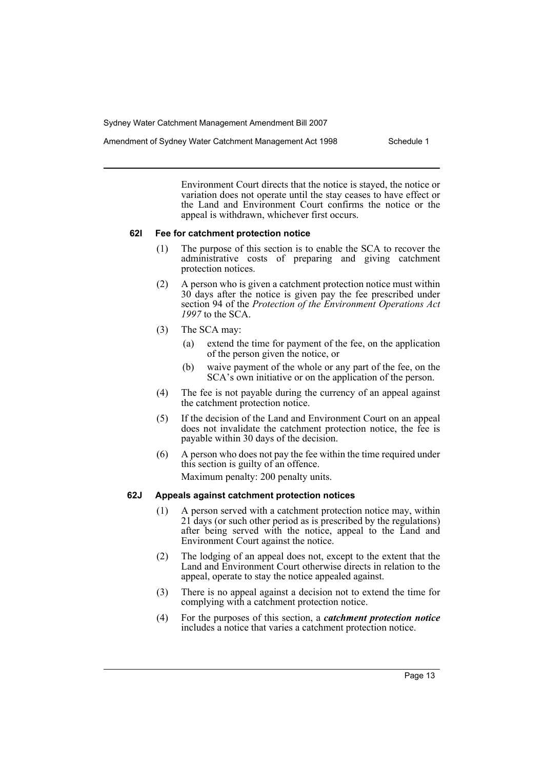Environment Court directs that the notice is stayed, the notice or variation does not operate until the stay ceases to have effect or the Land and Environment Court confirms the notice or the appeal is withdrawn, whichever first occurs.

### 62I Fee for catchment protection notice

(1) The purpose of this section is to enable the SCA to recover the administrative costs of preparing and giving catchment protection notices.

(2) A person who is given a catchment protection notice must within 30 days after the notice is given pay the fee prescribed under section 94 of the *Protection of the Environment Operations Act 1997* to the SCA.

(3) The SCA may:

- (a) extend the time for payment of the fee, on the application of the person given the notice, or
- (b) waive payment of the whole or any part of the fee, on the SCA's own initiative or on the application of the person.

(4) The fee is not payable during the currency of an appeal against the catchment protection notice.

(5) If the decision of the Land and Environment Court on an appeal does not invalidate the catchment protection notice, the fee is payable within 30 days of the decision.

(6) A person who does not pay the fee within the time required under this section is guilty of an offence.

Maximum penalty: 200 penalty units.

### 62J Appeals against catchment protection notices

(1) A person served with a catchment protection notice may, within 21 days (or such other period as is prescribed by the regulations) after being served with the notice, appeal to the Land and Environment Court against the notice.

(2) The lodging of an appeal does not, except to the extent that the Land and Environment Court otherwise directs in relation to the appeal, operate to stay the notice appealed against.

(3) There is no appeal against a decision not to extend the time for complying with a catchment protection notice.

(4) For the purposes of this section, a ***catchment protection notice*** includes a notice that varies a catchment protection notice.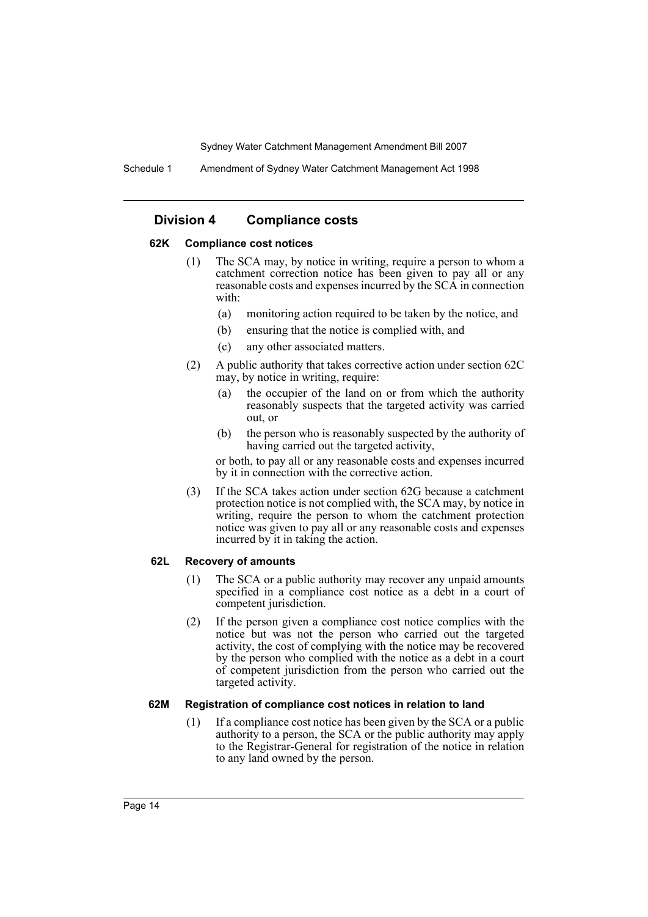## Division 4 Compliance costs

### 62K Compliance cost notices

(1) The SCA may, by notice in writing, require a person to whom a catchment correction notice has been given to pay all or any reasonable costs and expenses incurred by the SCA in connection with:

- (a) monitoring action required to be taken by the notice, and
- (b) ensuring that the notice is complied with, and
- (c) any other associated matters.

(2) A public authority that takes corrective action under section 62C may, by notice in writing, require:

- (a) the occupier of the land on or from which the authority reasonably suspects that the targeted activity was carried out, or
- (b) the person who is reasonably suspected by the authority of having carried out the targeted activity,

or both, to pay all or any reasonable costs and expenses incurred by it in connection with the corrective action.

(3) If the SCA takes action under section 62G because a catchment protection notice is not complied with, the SCA may, by notice in writing, require the person to whom the catchment protection notice was given to pay all or any reasonable costs and expenses incurred by it in taking the action.

### 62L Recovery of amounts

(1) The SCA or a public authority may recover any unpaid amounts specified in a compliance cost notice as a debt in a court of competent jurisdiction.

(2) If the person given a compliance cost notice complies with the notice but was not the person who carried out the targeted activity, the cost of complying with the notice may be recovered by the person who complied with the notice as a debt in a court of competent jurisdiction from the person who carried out the targeted activity.

### 62M Registration of compliance cost notices in relation to land

(1) If a compliance cost notice has been given by the SCA or a public authority to a person, the SCA or the public authority may apply to the Registrar-General for registration of the notice in relation to any land owned by the person.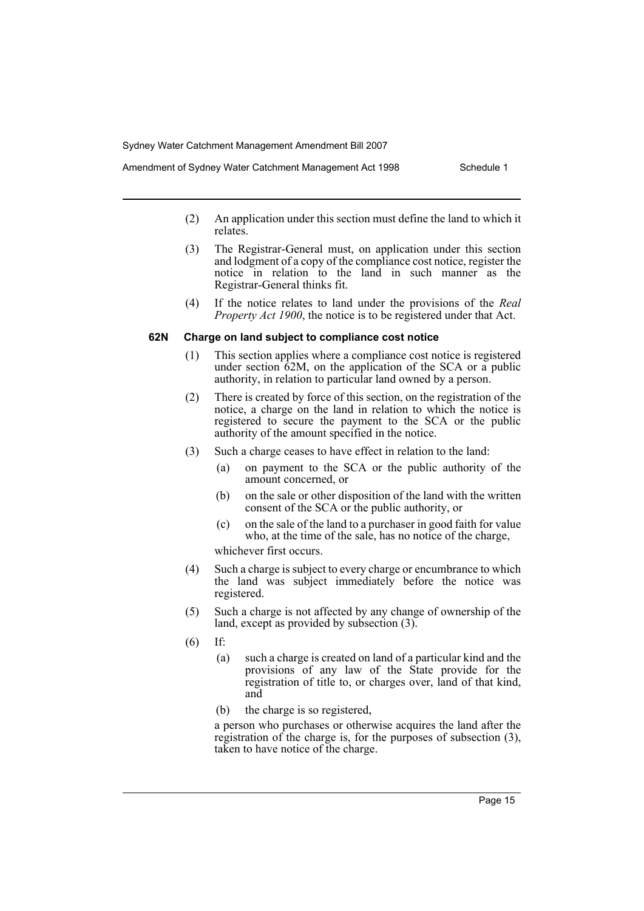(2) An application under this section must define the land to which it relates.

(3) The Registrar-General must, on application under this section and lodgment of a copy of the compliance cost notice, register the notice in relation to the land in such manner as the Registrar-General thinks fit.

(4) If the notice relates to land under the provisions of the *Real Property Act 1900*, the notice is to be registered under that Act.

#### 62N Charge on land subject to compliance cost notice

(1) This section applies where a compliance cost notice is registered under section 62M, on the application of the SCA or a public authority, in relation to particular land owned by a person.

(2) There is created by force of this section, on the registration of the notice, a charge on the land in relation to which the notice is registered to secure the payment to the SCA or the public authority of the amount specified in the notice.

(3) Such a charge ceases to have effect in relation to the land:

- (a) on payment to the SCA or the public authority of the amount concerned, or
- (b) on the sale or other disposition of the land with the written consent of the SCA or the public authority, or
- (c) on the sale of the land to a purchaser in good faith for value who, at the time of the sale, has no notice of the charge,

whichever first occurs.

(4) Such a charge is subject to every charge or encumbrance to which the land was subject immediately before the notice was registered.

(5) Such a charge is not affected by any change of ownership of the land, except as provided by subsection (3).

(6) If:

- (a) such a charge is created on land of a particular kind and the provisions of any law of the State provide for the registration of title to, or charges over, land of that kind, and
- (b) the charge is so registered,

a person who purchases or otherwise acquires the land after the registration of the charge is, for the purposes of subsection (3), taken to have notice of the charge.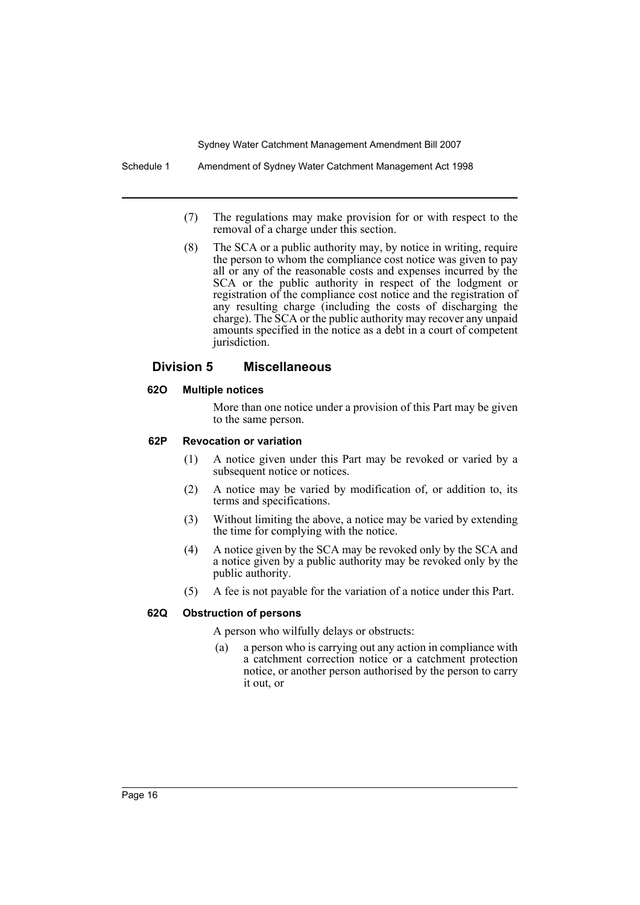(7) The regulations may make provision for or with respect to the removal of a charge under this section.

(8) The SCA or a public authority may, by notice in writing, require the person to whom the compliance cost notice was given to pay all or any of the reasonable costs and expenses incurred by the SCA or the public authority in respect of the lodgment or registration of the compliance cost notice and the registration of any resulting charge (including the costs of discharging the charge). The SCA or the public authority may recover any unpaid amounts specified in the notice as a debt in a court of competent jurisdiction.

## Division 5 Miscellaneous

### 62O Multiple notices

More than one notice under a provision of this Part may be given to the same person.

### 62P Revocation or variation

(1) A notice given under this Part may be revoked or varied by a subsequent notice or notices.

(2) A notice may be varied by modification of, or addition to, its terms and specifications.

(3) Without limiting the above, a notice may be varied by extending the time for complying with the notice.

(4) A notice given by the SCA may be revoked only by the SCA and a notice given by a public authority may be revoked only by the public authority.

(5) A fee is not payable for the variation of a notice under this Part.

### 62Q Obstruction of persons

A person who wilfully delays or obstructs:

(a) a person who is carrying out any action in compliance with a catchment correction notice or a catchment protection notice, or another person authorised by the person to carry it out, or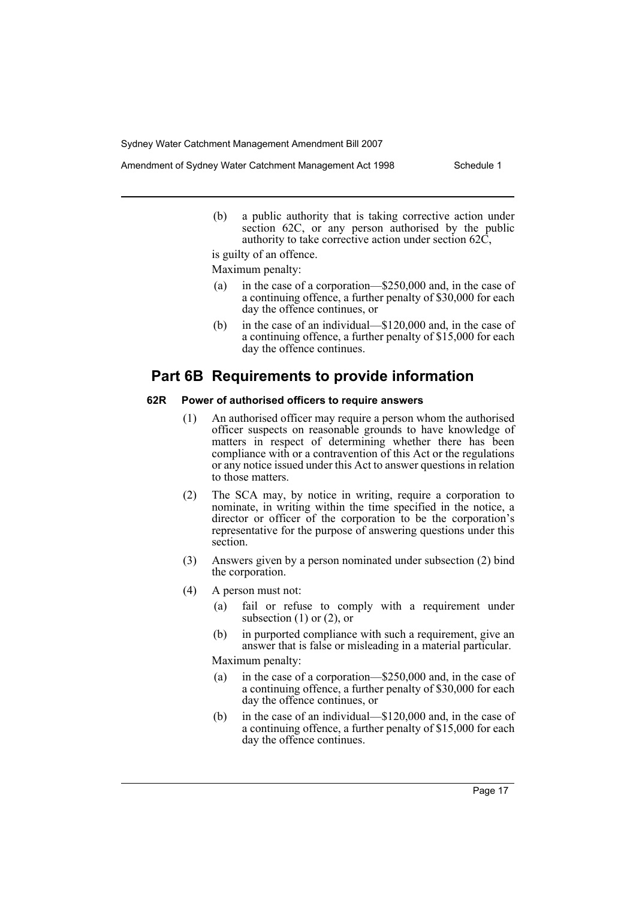(b) a public authority that is taking corrective action under section 62C, or any person authorised by the public authority to take corrective action under section 62C,

is guilty of an offence.

Maximum penalty:

(a) in the case of a corporation—$250,000 and, in the case of a continuing offence, a further penalty of $30,000 for each day the offence continues, or

(b) in the case of an individual—$120,000 and, in the case of a continuing offence, a further penalty of $15,000 for each day the offence continues.

## Part 6B Requirements to provide information

#### 62R Power of authorised officers to require answers

(1) An authorised officer may require a person whom the authorised officer suspects on reasonable grounds to have knowledge of matters in respect of determining whether there has been compliance with or a contravention of this Act or the regulations or any notice issued under this Act to answer questions in relation to those matters.

(2) The SCA may, by notice in writing, require a corporation to nominate, in writing within the time specified in the notice, a director or officer of the corporation to be the corporation's representative for the purpose of answering questions under this section.

(3) Answers given by a person nominated under subsection (2) bind the corporation.

(4) A person must not:

(a) fail or refuse to comply with a requirement under subsection (1) or (2), or

(b) in purported compliance with such a requirement, give an answer that is false or misleading in a material particular.

Maximum penalty:

(a) in the case of a corporation—$250,000 and, in the case of a continuing offence, a further penalty of $30,000 for each day the offence continues, or

(b) in the case of an individual—$120,000 and, in the case of a continuing offence, a further penalty of $15,000 for each day the offence continues.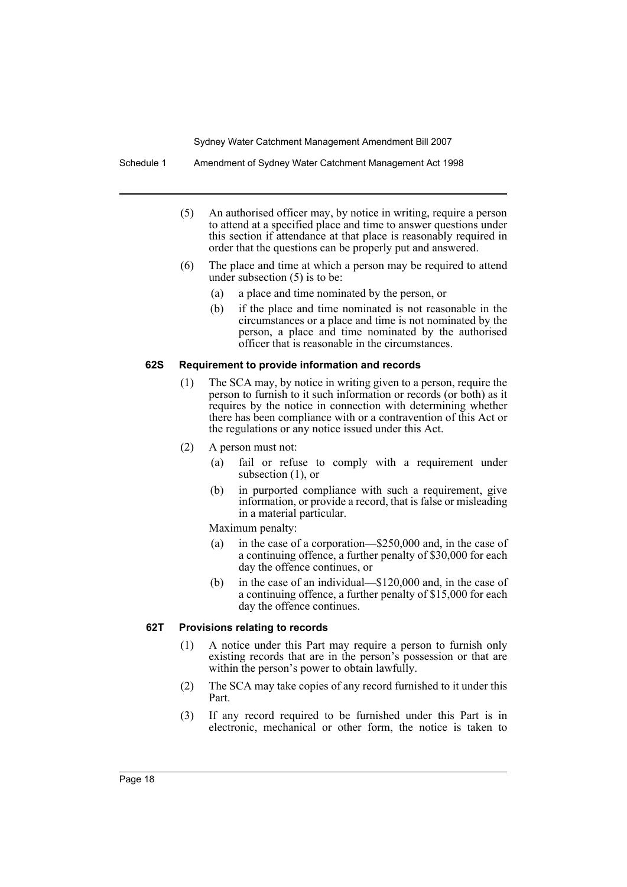(5) An authorised officer may, by notice in writing, require a person to attend at a specified place and time to answer questions under this section if attendance at that place is reasonably required in order that the questions can be properly put and answered.

(6) The place and time at which a person may be required to attend under subsection (5) is to be:

- (a) a place and time nominated by the person, or
- (b) if the place and time nominated is not reasonable in the circumstances or a place and time is not nominated by the person, a place and time nominated by the authorised officer that is reasonable in the circumstances.

#### 62S Requirement to provide information and records

(1) The SCA may, by notice in writing given to a person, require the person to furnish to it such information or records (or both) as it requires by the notice in connection with determining whether there has been compliance with or a contravention of this Act or the regulations or any notice issued under this Act.

(2) A person must not:

- (a) fail or refuse to comply with a requirement under subsection (1), or
- (b) in purported compliance with such a requirement, give information, or provide a record, that is false or misleading in a material particular.

Maximum penalty:

- (a) in the case of a corporation—$250,000 and, in the case of a continuing offence, a further penalty of $30,000 for each day the offence continues, or
- (b) in the case of an individual—$120,000 and, in the case of a continuing offence, a further penalty of $15,000 for each day the offence continues.

#### 62T Provisions relating to records

(1) A notice under this Part may require a person to furnish only existing records that are in the person's possession or that are within the person's power to obtain lawfully.

(2) The SCA may take copies of any record furnished to it under this Part.

(3) If any record required to be furnished under this Part is in electronic, mechanical or other form, the notice is taken to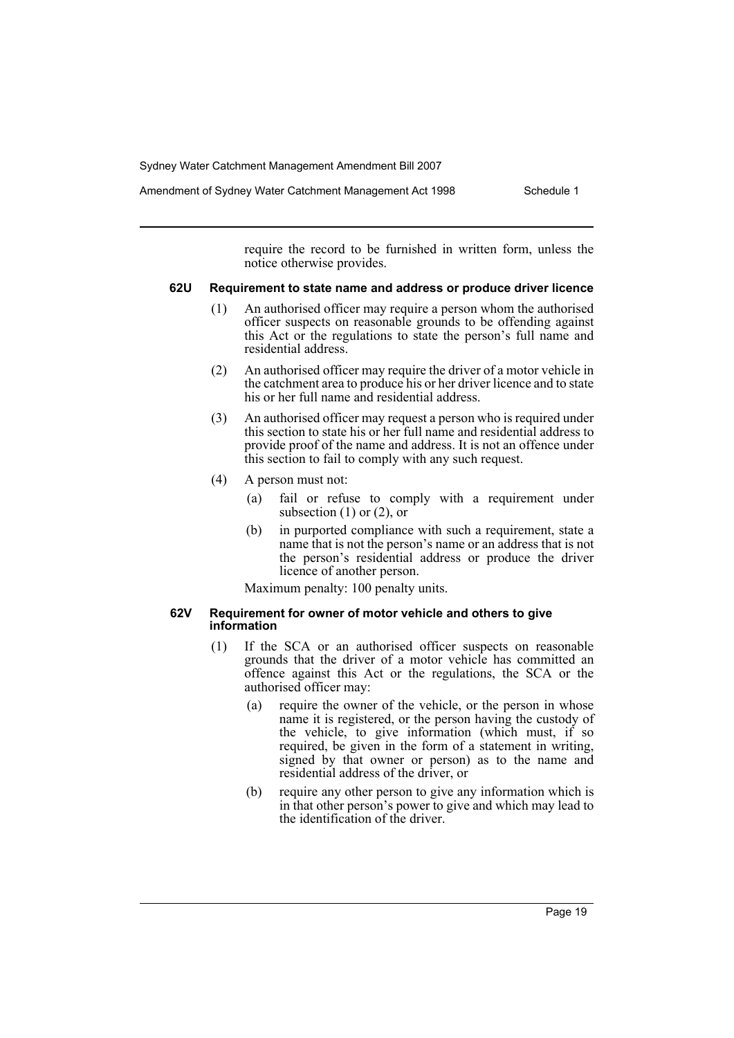require the record to be furnished in written form, unless the notice otherwise provides.

#### 62U Requirement to state name and address or produce driver licence

(1) An authorised officer may require a person whom the authorised officer suspects on reasonable grounds to be offending against this Act or the regulations to state the person's full name and residential address.

(2) An authorised officer may require the driver of a motor vehicle in the catchment area to produce his or her driver licence and to state his or her full name and residential address.

(3) An authorised officer may request a person who is required under this section to state his or her full name and residential address to provide proof of the name and address. It is not an offence under this section to fail to comply with any such request.

(4) A person must not:

- (a) fail or refuse to comply with a requirement under subsection (1) or (2), or
- (b) in purported compliance with such a requirement, state a name that is not the person's name or an address that is not the person's residential address or produce the driver licence of another person.

Maximum penalty: 100 penalty units.

#### 62V Requirement for owner of motor vehicle and others to give information

(1) If the SCA or an authorised officer suspects on reasonable grounds that the driver of a motor vehicle has committed an offence against this Act or the regulations, the SCA or the authorised officer may:

- (a) require the owner of the vehicle, or the person in whose name it is registered, or the person having the custody of the vehicle, to give information (which must, if so required, be given in the form of a statement in writing, signed by that owner or person) as to the name and residential address of the driver, or
- (b) require any other person to give any information which is in that other person's power to give and which may lead to the identification of the driver.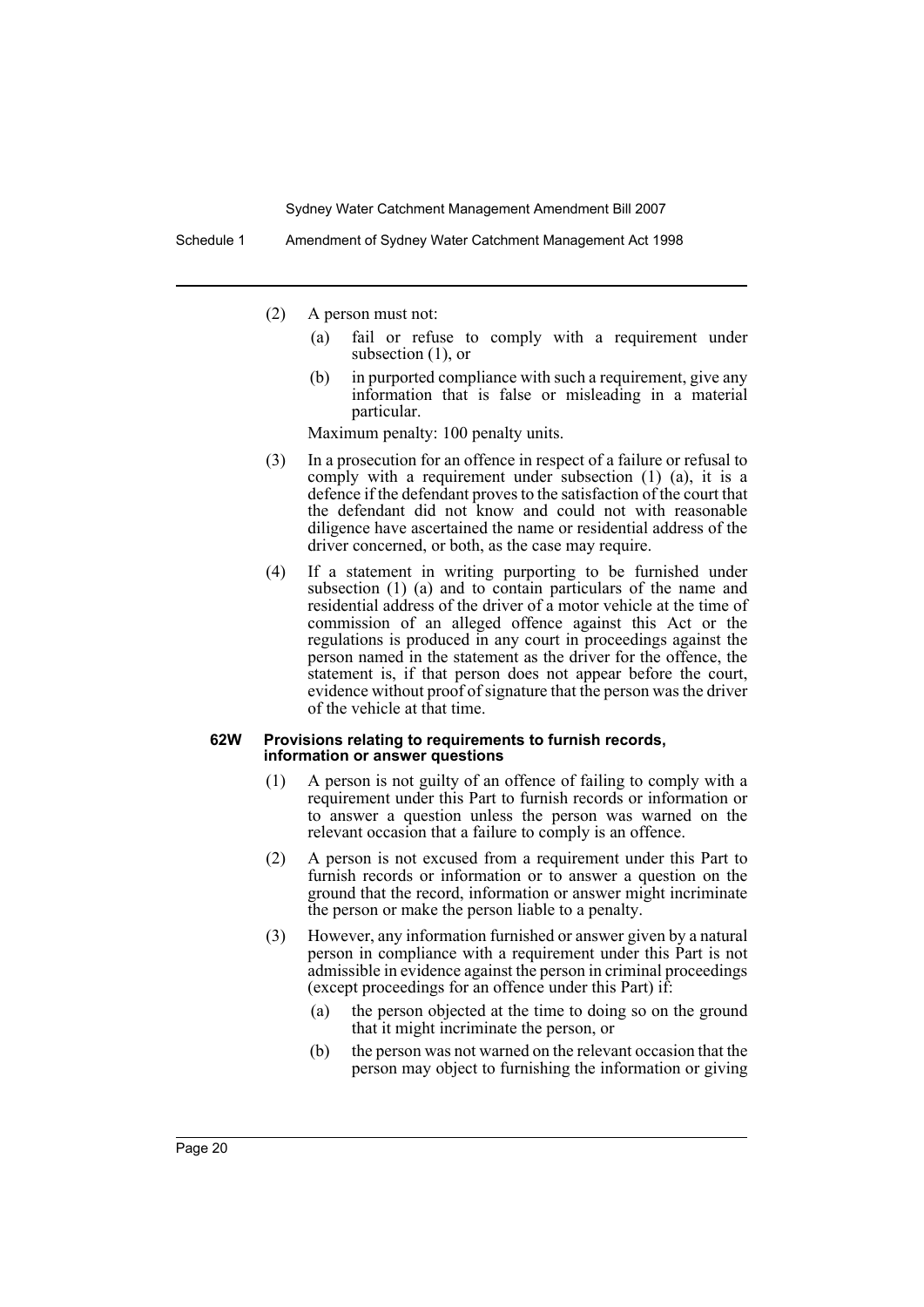(2) A person must not:

(a) fail or refuse to comply with a requirement under subsection (1), or

(b) in purported compliance with such a requirement, give any information that is false or misleading in a material particular.

Maximum penalty: 100 penalty units.

(3) In a prosecution for an offence in respect of a failure or refusal to comply with a requirement under subsection (1) (a), it is a defence if the defendant proves to the satisfaction of the court that the defendant did not know and could not with reasonable diligence have ascertained the name or residential address of the driver concerned, or both, as the case may require.

(4) If a statement in writing purporting to be furnished under subsection (1) (a) and to contain particulars of the name and residential address of the driver of a motor vehicle at the time of commission of an alleged offence against this Act or the regulations is produced in any court in proceedings against the person named in the statement as the driver for the offence, the statement is, if that person does not appear before the court, evidence without proof of signature that the person was the driver of the vehicle at that time.

#### 62W Provisions relating to requirements to furnish records, information or answer questions

(1) A person is not guilty of an offence of failing to comply with a requirement under this Part to furnish records or information or to answer a question unless the person was warned on the relevant occasion that a failure to comply is an offence.

(2) A person is not excused from a requirement under this Part to furnish records or information or to answer a question on the ground that the record, information or answer might incriminate the person or make the person liable to a penalty.

(3) However, any information furnished or answer given by a natural person in compliance with a requirement under this Part is not admissible in evidence against the person in criminal proceedings (except proceedings for an offence under this Part) if:

(a) the person objected at the time to doing so on the ground that it might incriminate the person, or

(b) the person was not warned on the relevant occasion that the person may object to furnishing the information or giving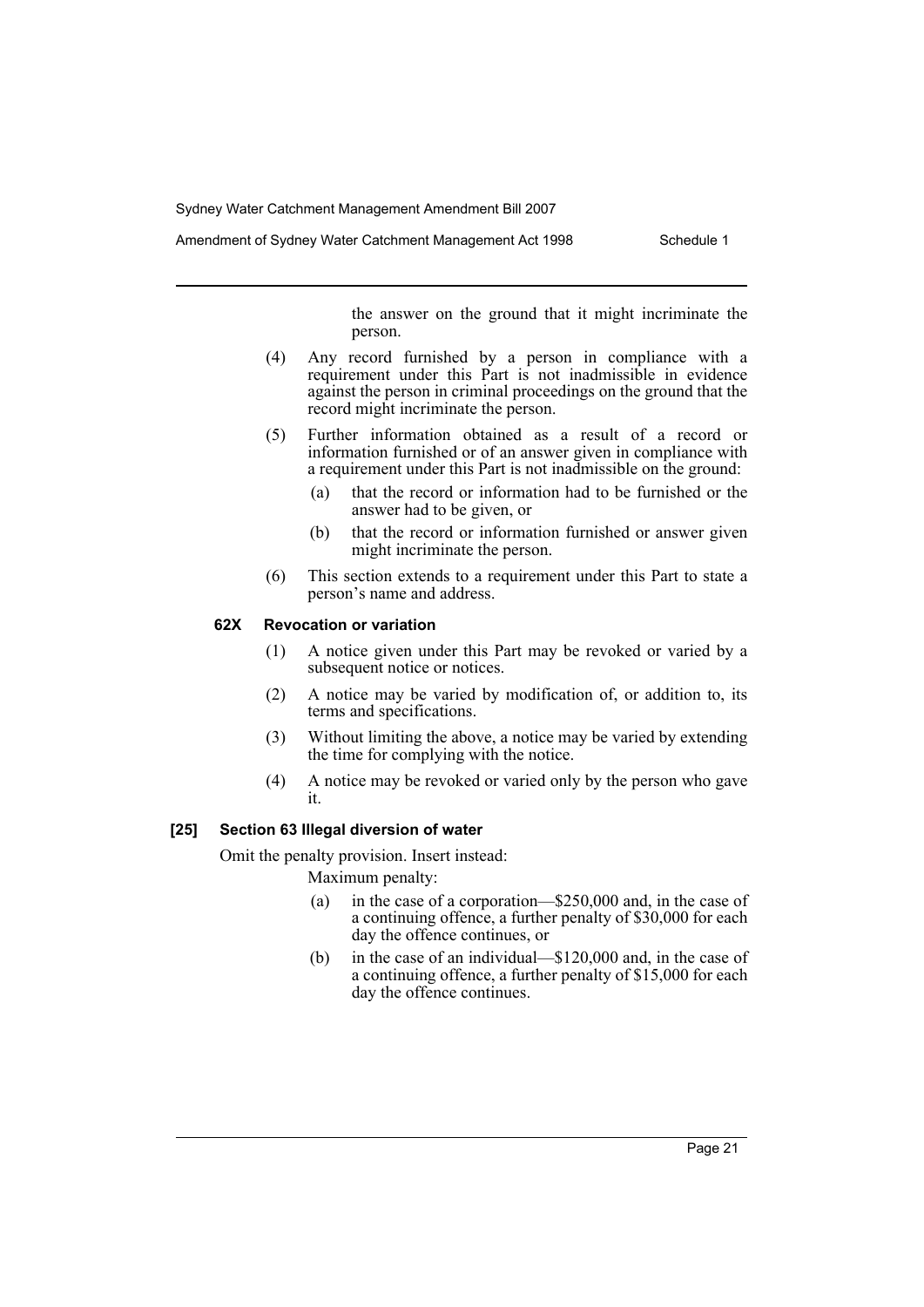the answer on the ground that it might incriminate the person.

(4) Any record furnished by a person in compliance with a requirement under this Part is not inadmissible in evidence against the person in criminal proceedings on the ground that the record might incriminate the person.

(5) Further information obtained as a result of a record or information furnished or of an answer given in compliance with a requirement under this Part is not inadmissible on the ground:

- (a) that the record or information had to be furnished or the answer had to be given, or
- (b) that the record or information furnished or answer given might incriminate the person.

(6) This section extends to a requirement under this Part to state a person's name and address.

#### 62X Revocation or variation

(1) A notice given under this Part may be revoked or varied by a subsequent notice or notices.

(2) A notice may be varied by modification of, or addition to, its terms and specifications.

(3) Without limiting the above, a notice may be varied by extending the time for complying with the notice.

(4) A notice may be revoked or varied only by the person who gave it.

### [25] Section 63 Illegal diversion of water

Omit the penalty provision. Insert instead:

Maximum penalty:

- (a) in the case of a corporation—$250,000 and, in the case of a continuing offence, a further penalty of $30,000 for each day the offence continues, or
- (b) in the case of an individual—$120,000 and, in the case of a continuing offence, a further penalty of $15,000 for each day the offence continues.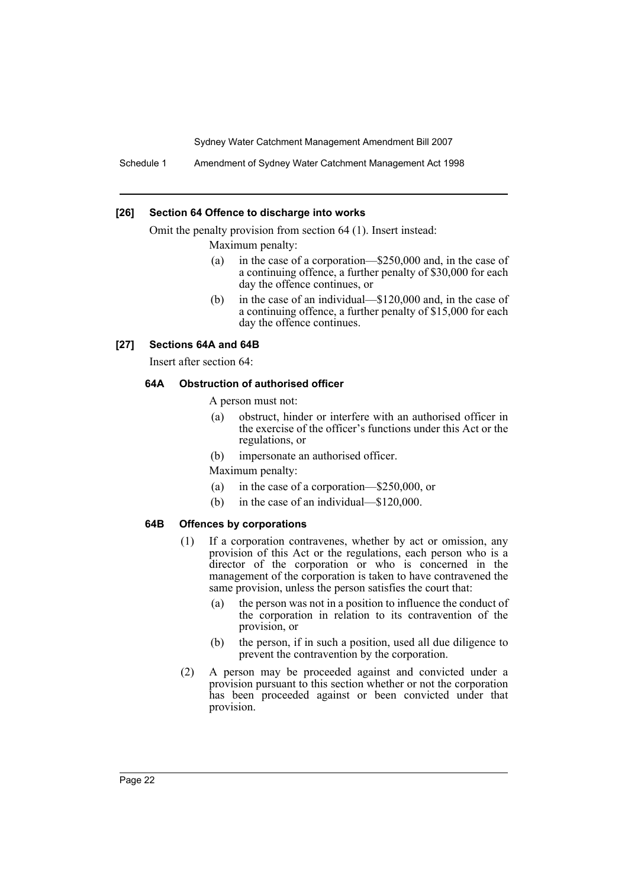### [26] Section 64 Offence to discharge into works

Omit the penalty provision from section 64 (1). Insert instead:

Maximum penalty:

(a) in the case of a corporation—$250,000 and, in the case of a continuing offence, a further penalty of $30,000 for each day the offence continues, or

(b) in the case of an individual—$120,000 and, in the case of a continuing offence, a further penalty of $15,000 for each day the offence continues.

### [27] Sections 64A and 64B

Insert after section 64:

#### 64A Obstruction of authorised officer

A person must not:

(a) obstruct, hinder or interfere with an authorised officer in the exercise of the officer's functions under this Act or the regulations, or

(b) impersonate an authorised officer.

Maximum penalty:

(a) in the case of a corporation—$250,000, or

(b) in the case of an individual—$120,000.

#### 64B Offences by corporations

(1) If a corporation contravenes, whether by act or omission, any provision of this Act or the regulations, each person who is a director of the corporation or who is concerned in the management of the corporation is taken to have contravened the same provision, unless the person satisfies the court that:

(a) the person was not in a position to influence the conduct of the corporation in relation to its contravention of the provision, or

(b) the person, if in such a position, used all due diligence to prevent the contravention by the corporation.

(2) A person may be proceeded against and convicted under a provision pursuant to this section whether or not the corporation has been proceeded against or been convicted under that provision.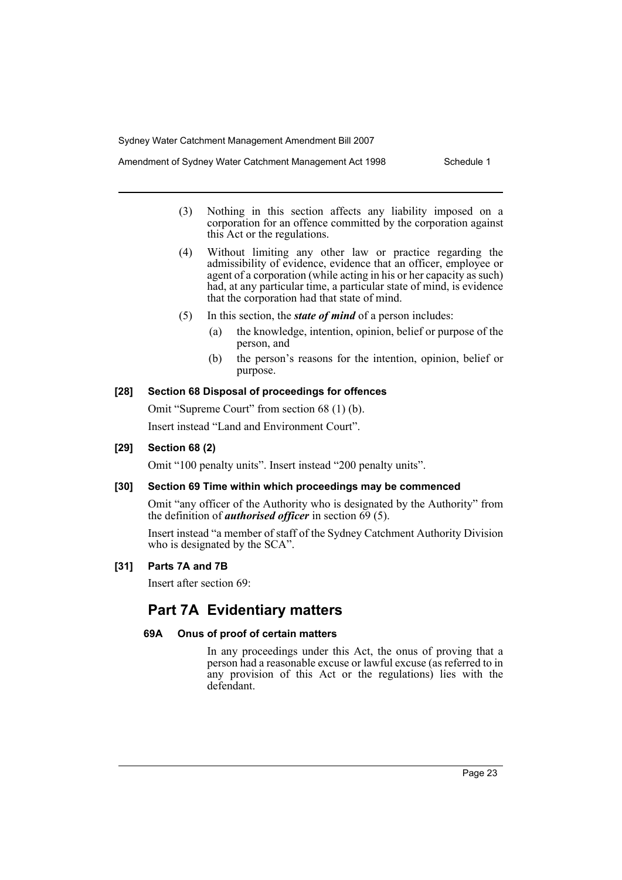(3) Nothing in this section affects any liability imposed on a corporation for an offence committed by the corporation against this Act or the regulations.

(4) Without limiting any other law or practice regarding the admissibility of evidence, evidence that an officer, employee or agent of a corporation (while acting in his or her capacity as such) had, at any particular time, a particular state of mind, is evidence that the corporation had that state of mind.

(5) In this section, the ***state of mind*** of a person includes:

- (a) the knowledge, intention, opinion, belief or purpose of the person, and
- (b) the person's reasons for the intention, opinion, belief or purpose.

**[28] Section 68 Disposal of proceedings for offences**

Omit "Supreme Court" from section 68 (1) (b).

Insert instead "Land and Environment Court".

**[29] Section 68 (2)**

Omit "100 penalty units". Insert instead "200 penalty units".

**[30] Section 69 Time within which proceedings may be commenced**

Omit "any officer of the Authority who is designated by the Authority" from the definition of ***authorised officer*** in section 69 (5).

Insert instead "a member of staff of the Sydney Catchment Authority Division who is designated by the SCA".

**[31] Parts 7A and 7B**

Insert after section 69:

## Part 7A Evidentiary matters

**69A Onus of proof of certain matters**

In any proceedings under this Act, the onus of proving that a person had a reasonable excuse or lawful excuse (as referred to in any provision of this Act or the regulations) lies with the defendant.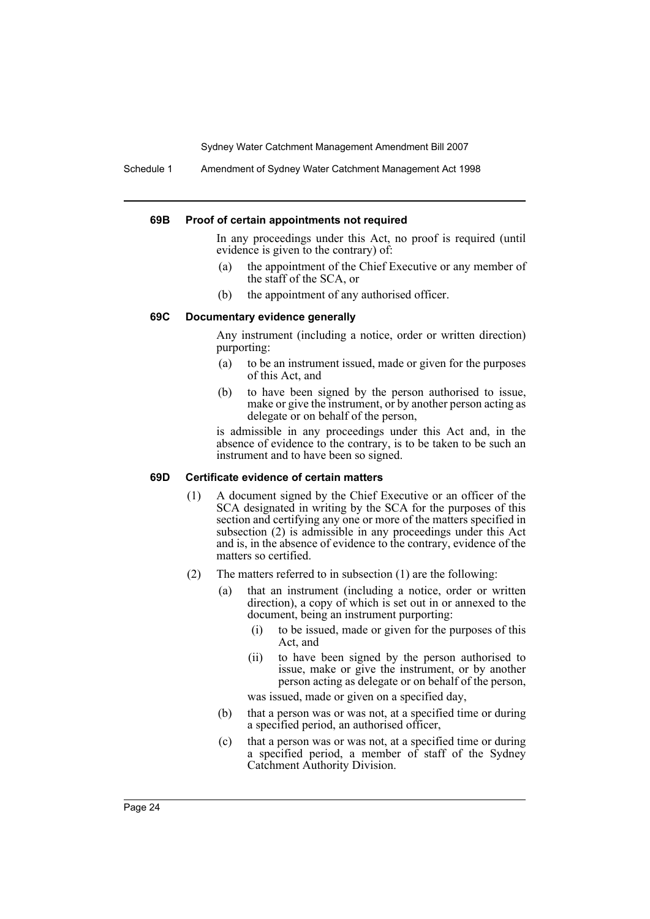#### 69B Proof of certain appointments not required

In any proceedings under this Act, no proof is required (until evidence is given to the contrary) of:

- (a) the appointment of the Chief Executive or any member of the staff of the SCA, or
- (b) the appointment of any authorised officer.

#### 69C Documentary evidence generally

Any instrument (including a notice, order or written direction) purporting:

- (a) to be an instrument issued, made or given for the purposes of this Act, and
- (b) to have been signed by the person authorised to issue, make or give the instrument, or by another person acting as delegate or on behalf of the person,

is admissible in any proceedings under this Act and, in the absence of evidence to the contrary, is to be taken to be such an instrument and to have been so signed.

#### 69D Certificate evidence of certain matters

(1) A document signed by the Chief Executive or an officer of the SCA designated in writing by the SCA for the purposes of this section and certifying any one or more of the matters specified in subsection (2) is admissible in any proceedings under this Act and is, in the absence of evidence to the contrary, evidence of the matters so certified.

(2) The matters referred to in subsection (1) are the following:

- (a) that an instrument (including a notice, order or written direction), a copy of which is set out in or annexed to the document, being an instrument purporting:
  - (i) to be issued, made or given for the purposes of this Act, and
  - (ii) to have been signed by the person authorised to issue, make or give the instrument, or by another person acting as delegate or on behalf of the person,

  was issued, made or given on a specified day,
- (b) that a person was or was not, at a specified time or during a specified period, an authorised officer,
- (c) that a person was or was not, at a specified time or during a specified period, a member of staff of the Sydney Catchment Authority Division.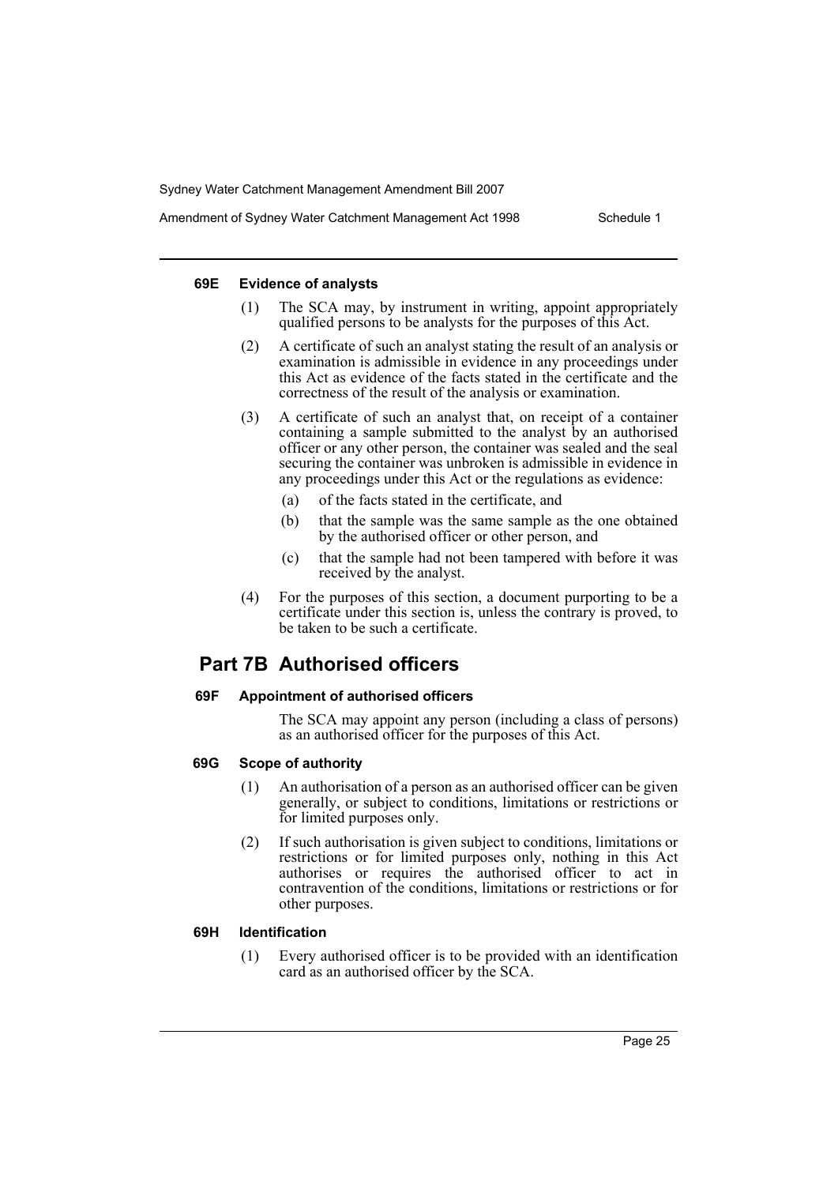#### 69E Evidence of analysts

(1) The SCA may, by instrument in writing, appoint appropriately qualified persons to be analysts for the purposes of this Act.

(2) A certificate of such an analyst stating the result of an analysis or examination is admissible in evidence in any proceedings under this Act as evidence of the facts stated in the certificate and the correctness of the result of the analysis or examination.

(3) A certificate of such an analyst that, on receipt of a container containing a sample submitted to the analyst by an authorised officer or any other person, the container was sealed and the seal securing the container was unbroken is admissible in evidence in any proceedings under this Act or the regulations as evidence:

- (a) of the facts stated in the certificate, and
- (b) that the sample was the same sample as the one obtained by the authorised officer or other person, and
- (c) that the sample had not been tampered with before it was received by the analyst.

(4) For the purposes of this section, a document purporting to be a certificate under this section is, unless the contrary is proved, to be taken to be such a certificate.

## Part 7B Authorised officers

#### 69F Appointment of authorised officers

The SCA may appoint any person (including a class of persons) as an authorised officer for the purposes of this Act.

#### 69G Scope of authority

(1) An authorisation of a person as an authorised officer can be given generally, or subject to conditions, limitations or restrictions or for limited purposes only.

(2) If such authorisation is given subject to conditions, limitations or restrictions or for limited purposes only, nothing in this Act authorises or requires the authorised officer to act in contravention of the conditions, limitations or restrictions or for other purposes.

#### 69H Identification

(1) Every authorised officer is to be provided with an identification card as an authorised officer by the SCA.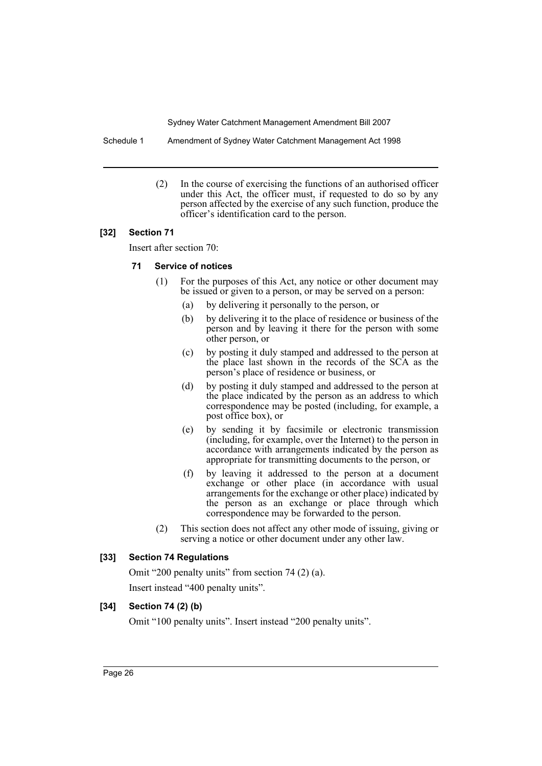(2) In the course of exercising the functions of an authorised officer under this Act, the officer must, if requested to do so by any person affected by the exercise of any such function, produce the officer's identification card to the person.

### [32] Section 71

Insert after section 70:

#### 71 Service of notices

(1) For the purposes of this Act, any notice or other document may be issued or given to a person, or may be served on a person:

- (a) by delivering it personally to the person, or
- (b) by delivering it to the place of residence or business of the person and by leaving it there for the person with some other person, or
- (c) by posting it duly stamped and addressed to the person at the place last shown in the records of the SCA as the person's place of residence or business, or
- (d) by posting it duly stamped and addressed to the person at the place indicated by the person as an address to which correspondence may be posted (including, for example, a post office box), or
- (e) by sending it by facsimile or electronic transmission (including, for example, over the Internet) to the person in accordance with arrangements indicated by the person as appropriate for transmitting documents to the person, or
- (f) by leaving it addressed to the person at a document exchange or other place (in accordance with usual arrangements for the exchange or other place) indicated by the person as an exchange or place through which correspondence may be forwarded to the person.

(2) This section does not affect any other mode of issuing, giving or serving a notice or other document under any other law.

### [33] Section 74 Regulations

Omit "200 penalty units" from section 74 (2) (a).

Insert instead "400 penalty units".

### [34] Section 74 (2) (b)

Omit "100 penalty units". Insert instead "200 penalty units".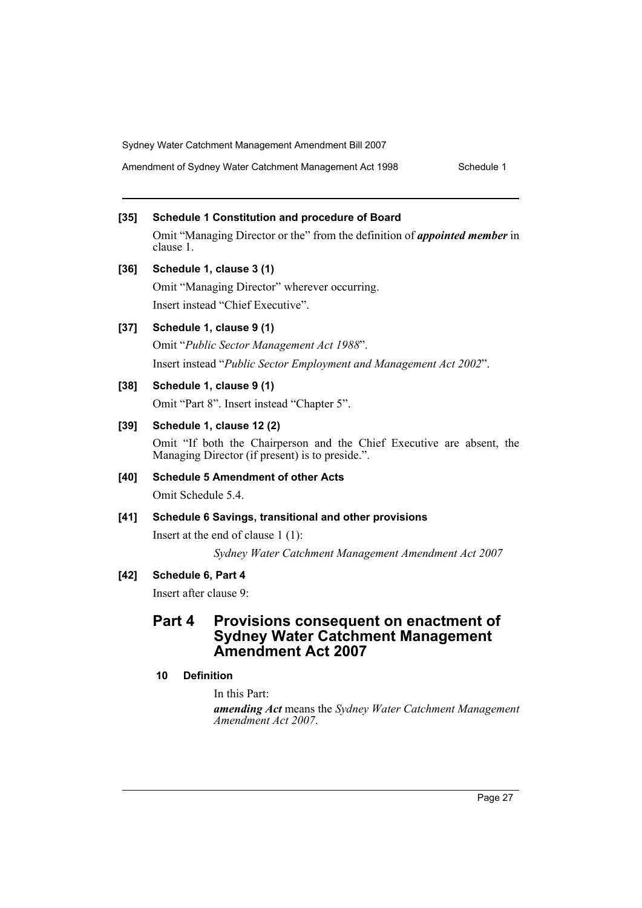**[35] Schedule 1 Constitution and procedure of Board**

Omit "Managing Director or the" from the definition of ***appointed member*** in clause 1.

**[36] Schedule 1, clause 3 (1)**

Omit "Managing Director" wherever occurring.

Insert instead "Chief Executive".

**[37] Schedule 1, clause 9 (1)**

Omit "*Public Sector Management Act 1988*".

Insert instead "*Public Sector Employment and Management Act 2002*".

**[38] Schedule 1, clause 9 (1)**

Omit "Part 8". Insert instead "Chapter 5".

**[39] Schedule 1, clause 12 (2)**

Omit "If both the Chairperson and the Chief Executive are absent, the Managing Director (if present) is to preside.".

**[40] Schedule 5 Amendment of other Acts**

Omit Schedule 5.4.

**[41] Schedule 6 Savings, transitional and other provisions**

Insert at the end of clause 1 (1):

*Sydney Water Catchment Management Amendment Act 2007*

**[42] Schedule 6, Part 4**

Insert after clause 9:

## Part 4 Provisions consequent on enactment of Sydney Water Catchment Management Amendment Act 2007

**10 Definition**

In this Part:

***amending Act*** means the *Sydney Water Catchment Management Amendment Act 2007*.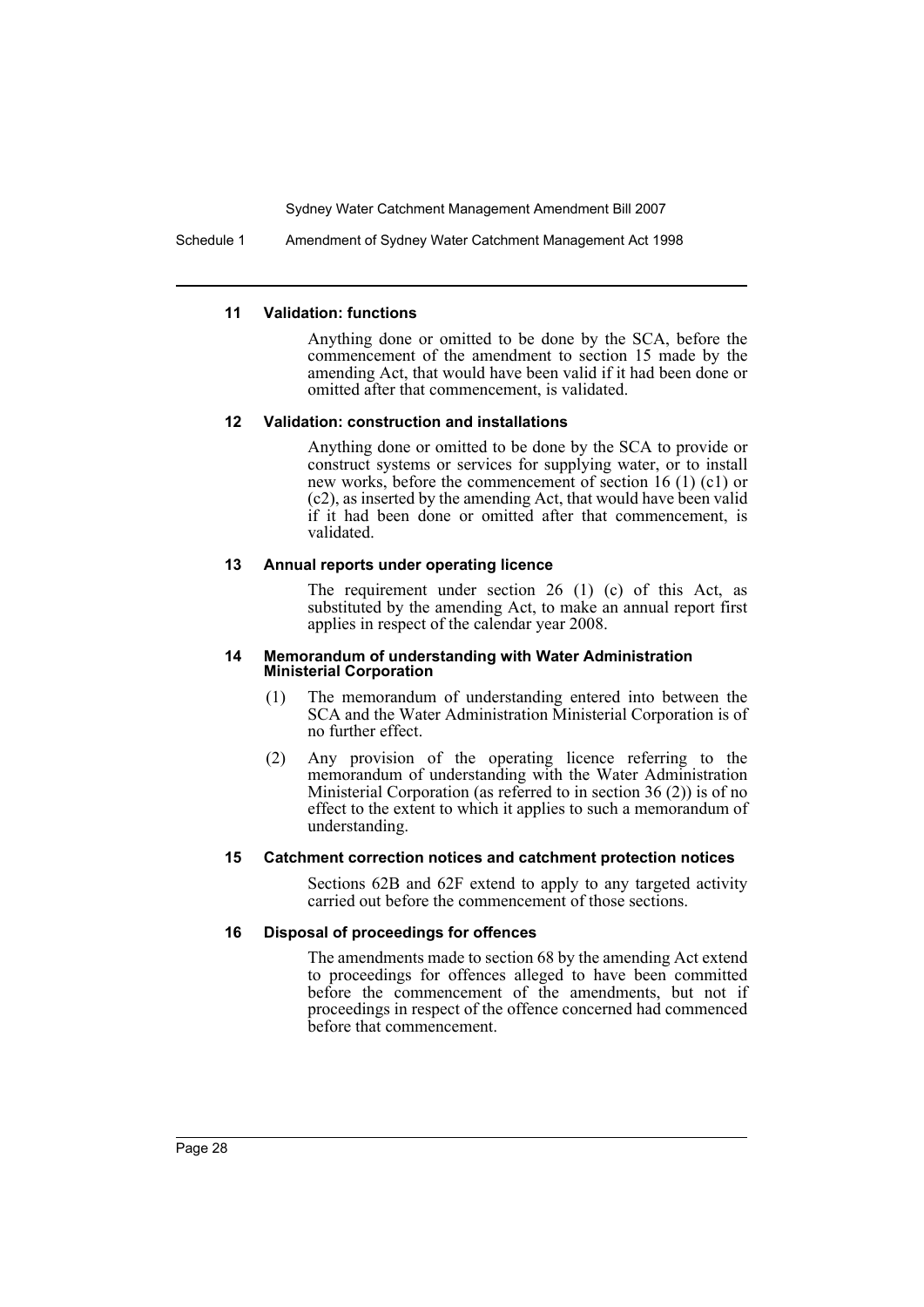#### 11 Validation: functions

Anything done or omitted to be done by the SCA, before the commencement of the amendment to section 15 made by the amending Act, that would have been valid if it had been done or omitted after that commencement, is validated.

#### 12 Validation: construction and installations

Anything done or omitted to be done by the SCA to provide or construct systems or services for supplying water, or to install new works, before the commencement of section 16 (1) (c1) or (c2), as inserted by the amending Act, that would have been valid if it had been done or omitted after that commencement, is validated.

#### 13 Annual reports under operating licence

The requirement under section 26 (1) (c) of this Act, as substituted by the amending Act, to make an annual report first applies in respect of the calendar year 2008.

#### 14 Memorandum of understanding with Water Administration Ministerial Corporation

(1) The memorandum of understanding entered into between the SCA and the Water Administration Ministerial Corporation is of no further effect.

(2) Any provision of the operating licence referring to the memorandum of understanding with the Water Administration Ministerial Corporation (as referred to in section 36 (2)) is of no effect to the extent to which it applies to such a memorandum of understanding.

#### 15 Catchment correction notices and catchment protection notices

Sections 62B and 62F extend to apply to any targeted activity carried out before the commencement of those sections.

#### 16 Disposal of proceedings for offences

The amendments made to section 68 by the amending Act extend to proceedings for offences alleged to have been committed before the commencement of the amendments, but not if proceedings in respect of the offence concerned had commenced before that commencement.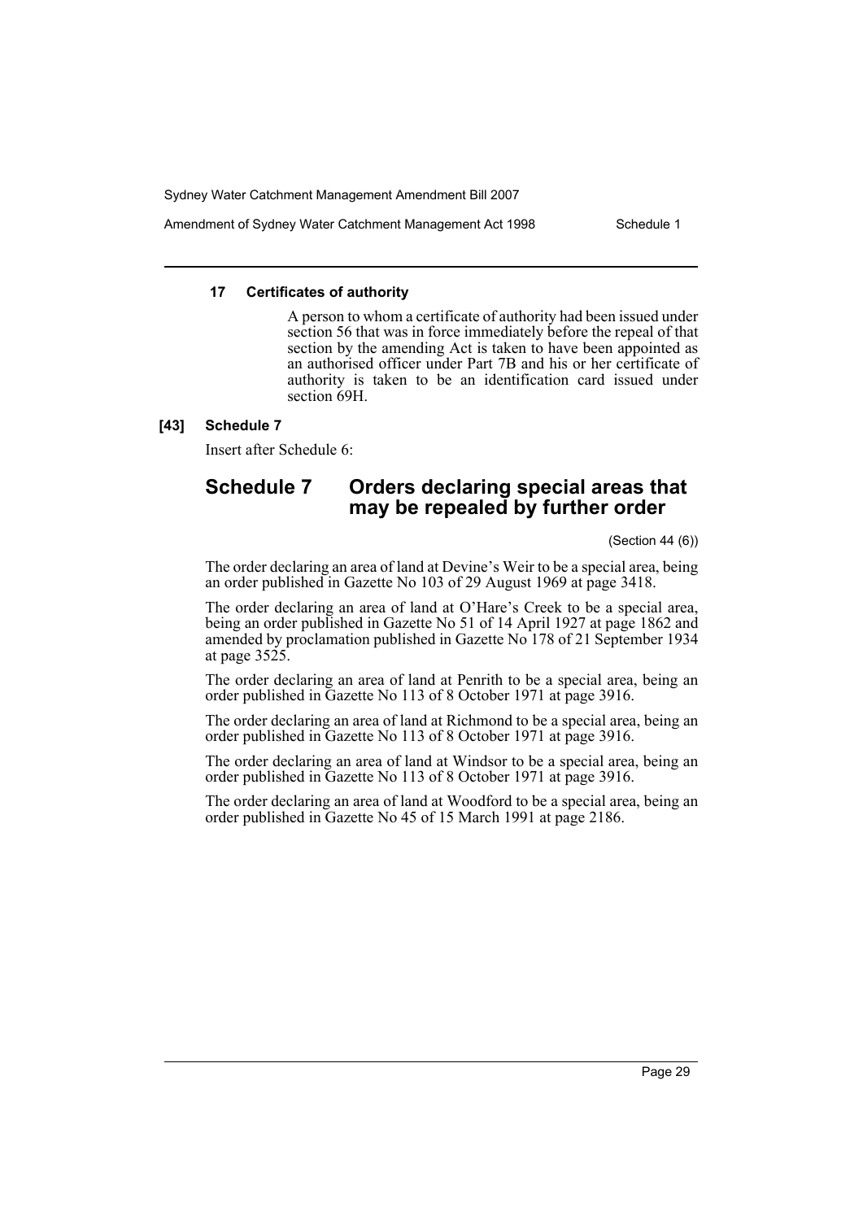#### 17 Certificates of authority

A person to whom a certificate of authority had been issued under section 56 that was in force immediately before the repeal of that section by the amending Act is taken to have been appointed as an authorised officer under Part 7B and his or her certificate of authority is taken to be an identification card issued under section 69H.

#### [43] Schedule 7

Insert after Schedule 6:

## Schedule 7 Orders declaring special areas that may be repealed by further order

(Section 44 (6))

The order declaring an area of land at Devine's Weir to be a special area, being an order published in Gazette No 103 of 29 August 1969 at page 3418.

The order declaring an area of land at O'Hare's Creek to be a special area, being an order published in Gazette No 51 of 14 April 1927 at page 1862 and amended by proclamation published in Gazette No 178 of 21 September 1934 at page 3525.

The order declaring an area of land at Penrith to be a special area, being an order published in Gazette No 113 of 8 October 1971 at page 3916.

The order declaring an area of land at Richmond to be a special area, being an order published in Gazette No 113 of 8 October 1971 at page 3916.

The order declaring an area of land at Windsor to be a special area, being an order published in Gazette No 113 of 8 October 1971 at page 3916.

The order declaring an area of land at Woodford to be a special area, being an order published in Gazette No 45 of 15 March 1991 at page 2186.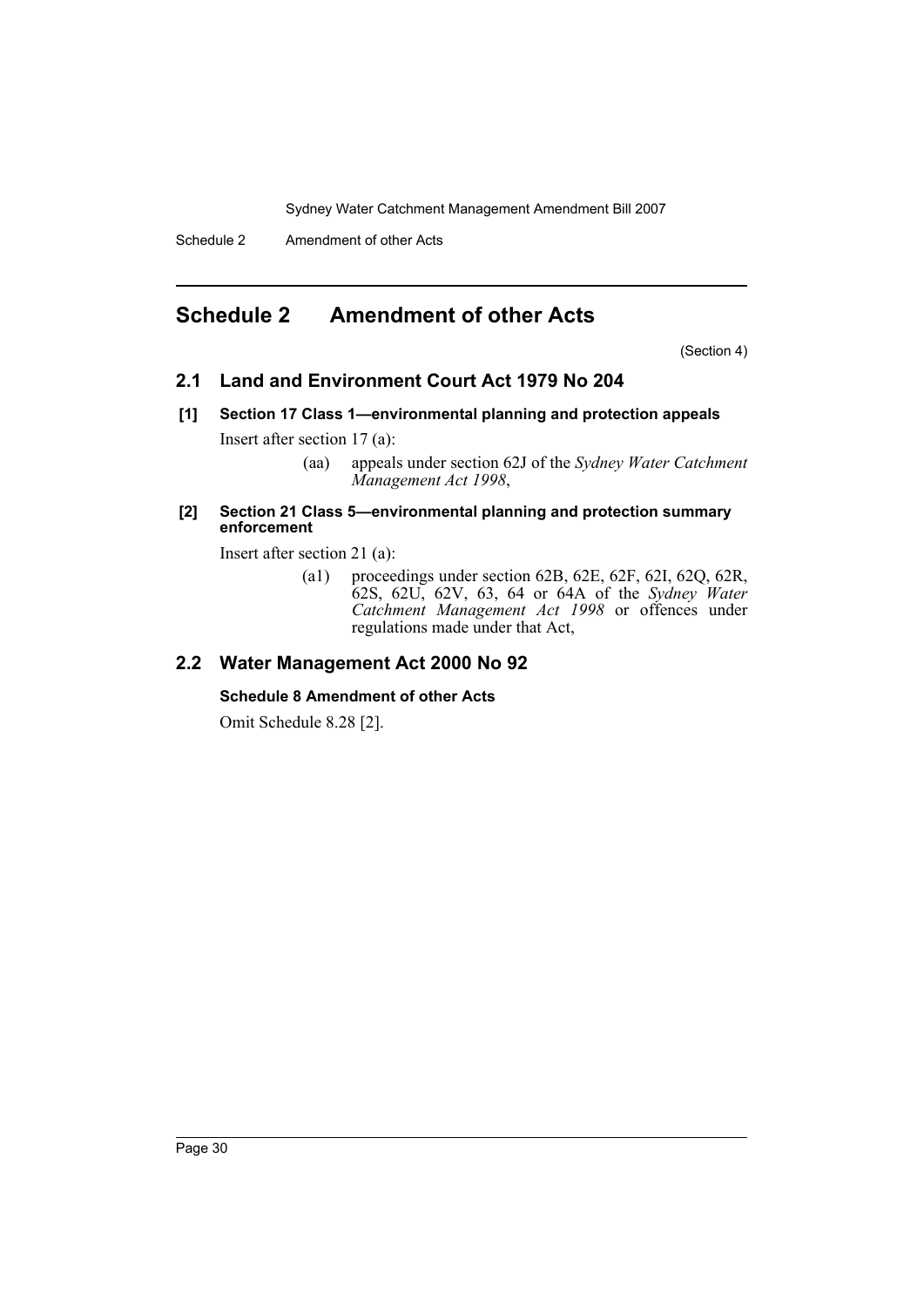# Schedule 2 Amendment of other Acts

(Section 4)

## 2.1 Land and Environment Court Act 1979 No 204

### [1] Section 17 Class 1—environmental planning and protection appeals

Insert after section 17 (a):

> (aa) appeals under section 62J of the *Sydney Water Catchment Management Act 1998*,

### [2] Section 21 Class 5—environmental planning and protection summary enforcement

Insert after section 21 (a):

> (a1) proceedings under section 62B, 62E, 62F, 62I, 62Q, 62R, 62S, 62U, 62V, 63, 64 or 64A of the *Sydney Water Catchment Management Act 1998* or offences under regulations made under that Act,

## 2.2 Water Management Act 2000 No 92

**Schedule 8 Amendment of other Acts**

Omit Schedule 8.28 [2].